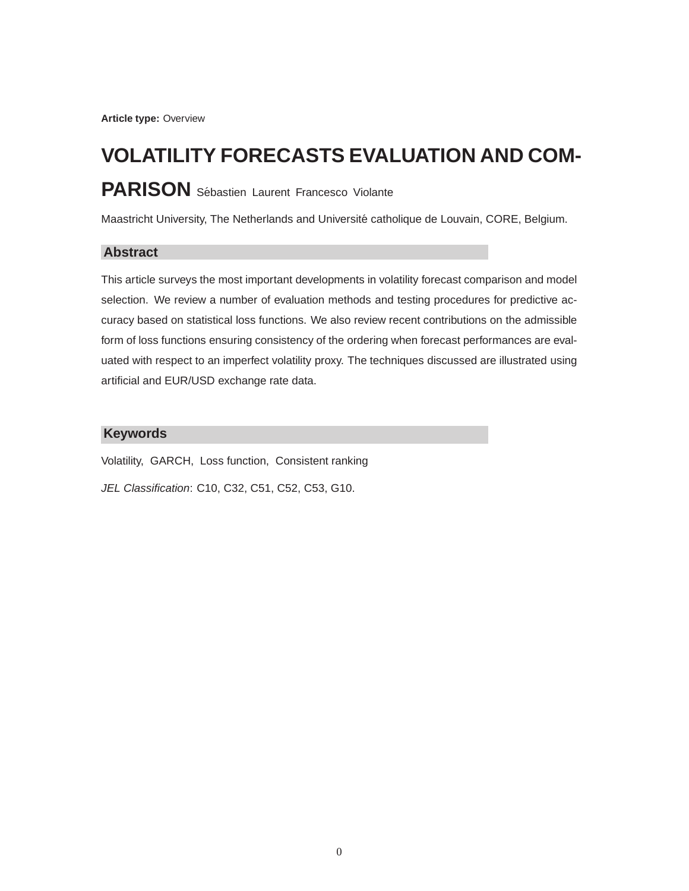**Article type:** Overview

# VOLATILITY FORECASTS EVALUATION AND COMPARISON

Sébastien Laurent Francesco Violante

Maastricht University, The Netherlands and Université catholique de Louvain, CORE, Belgium.

## Abstract

This article surveys the most important developments in volatility forecast comparison and model selection. We review a number of evaluation methods and testing procedures for predictive accuracy based on statistical loss functions. We also review recent contributions on the admissible form of loss functions ensuring consistency of the ordering when forecast performances are evaluated with respect to an imperfect volatility proxy. The techniques discussed are illustrated using artificial and EUR/USD exchange rate data.

## Keywords

Volatility, GARCH, Loss function, Consistent ranking

*JEL Classification*: C10, C32, C51, C52, C53, G10.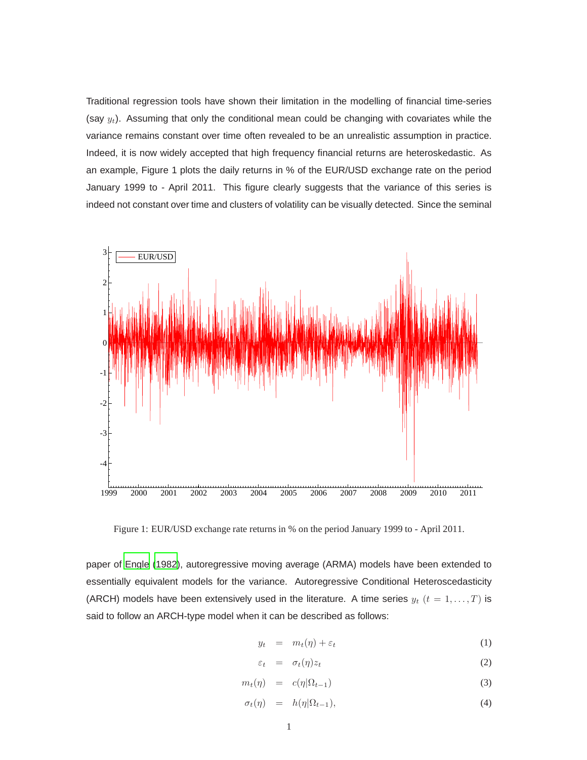Traditional regression tools have shown their limitation in the modelling of financial time-series (say $y_t$). Assuming that only the conditional mean could be changing with covariates while the variance remains constant over time often revealed to be an unrealistic assumption in practice. Indeed, it is now widely accepted that high frequency financial returns are heteroskedastic. As an example, Figure 1 plots the daily returns in % of the EUR/USD exchange rate on the period January 1999 to - April 2011. This figure clearly suggests that the variance of this series is indeed not constant over time and clusters of volatility can be visually detected. Since the seminal

Figure 1: EUR/USD exchange rate returns in % on the period January 1999 to - April 2011.

paper of Engle (1982), autoregressive moving average (ARMA) models have been extended to essentially equivalent models for the variance. Autoregressive Conditional Heteroscedasticity (ARCH) models have been extensively used in the literature. A time series $y_t$ $(t = 1, \ldots, T)$ is said to follow an ARCH-type model when it can be described as follows:

$$
\begin{aligned}
y_t &= m_t(\eta) + \varepsilon_t & (1) \\
\varepsilon_t &= \sigma_t(\eta) z_t & (2) \\
m_t(\eta) &= c(\eta|\Omega_{t-1}) & (3) \\
\sigma_t(\eta) &= h(\eta|\Omega_{t-1}), & (4)
\end{aligned}
$$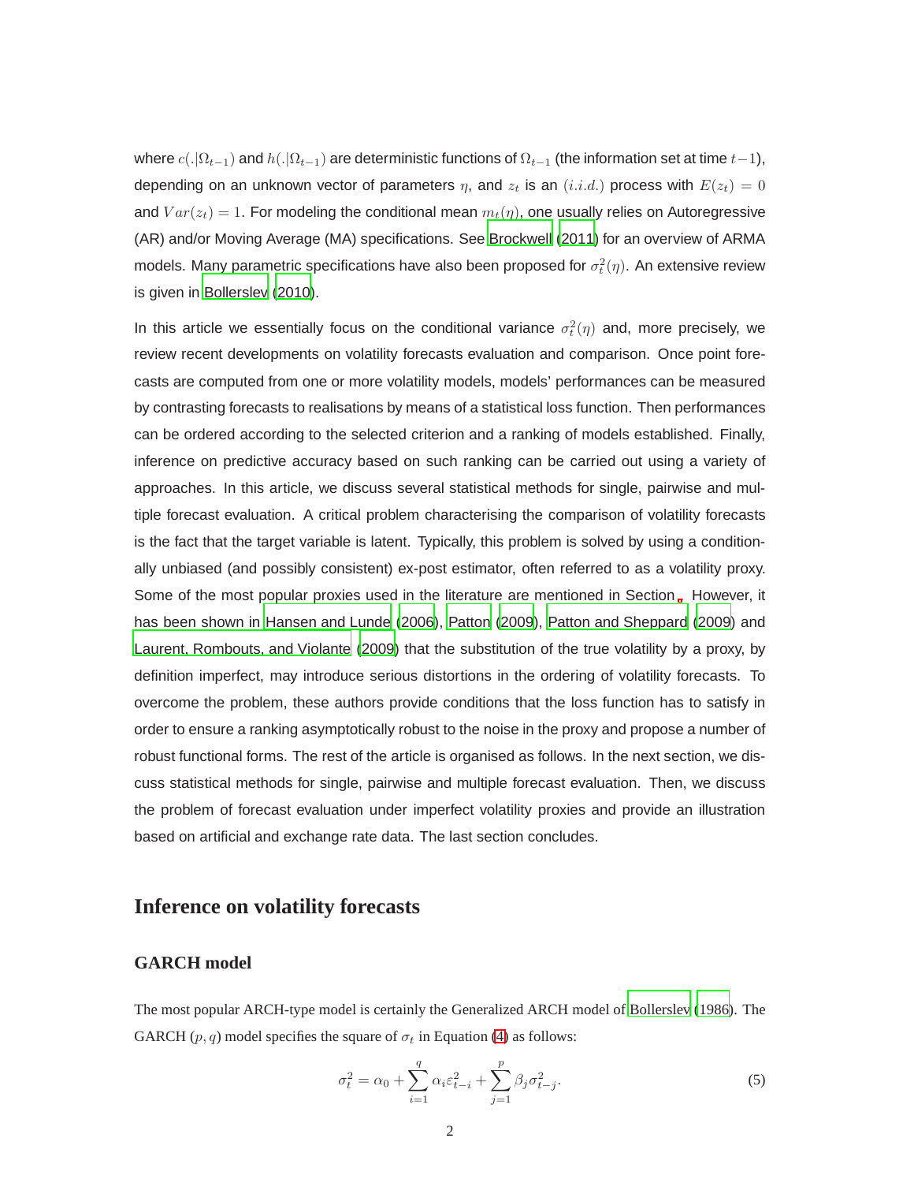where $c(.|\Omega_{t-1})$ and $h(.|\Omega_{t-1})$ are deterministic functions of $\Omega_{t-1}$ (the information set at time $t-1$), depending on an unknown vector of parameters $\eta$, and $z_t$ is an $(i.i.d.)$ process with $E(z_t) = 0$ and $Var(z_t) = 1$. For modeling the conditional mean $m_t(\eta)$, one usually relies on Autoregressive (AR) and/or Moving Average (MA) specifications. See Brockwell (2011) for an overview of ARMA models. Many parametric specifications have also been proposed for $\sigma_t^2(\eta)$. An extensive review is given in Bollerslev (2010).

In this article we essentially focus on the conditional variance $\sigma_t^2(\eta)$ and, more precisely, we review recent developments on volatility forecasts evaluation and comparison. Once point forecasts are computed from one or more volatility models, models' performances can be measured by contrasting forecasts to realisations by means of a statistical loss function. Then performances can be ordered according to the selected criterion and a ranking of models established. Finally, inference on predictive accuracy based on such ranking can be carried out using a variety of approaches. In this article, we discuss several statistical methods for single, pairwise and multiple forecast evaluation. A critical problem characterising the comparison of volatility forecasts is the fact that the target variable is latent. Typically, this problem is solved by using a conditionally unbiased (and possibly consistent) ex-post estimator, often referred to as a volatility proxy. Some of the most popular proxies used in the literature are mentioned in Section . However, it has been shown in Hansen and Lunde (2006), Patton (2009), Patton and Sheppard (2009) and Laurent, Rombouts, and Violante (2009) that the substitution of the true volatility by a proxy, by definition imperfect, may introduce serious distortions in the ordering of volatility forecasts. To overcome the problem, these authors provide conditions that the loss function has to satisfy in order to ensure a ranking asymptotically robust to the noise in the proxy and propose a number of robust functional forms. The rest of the article is organised as follows. In the next section, we discuss statistical methods for single, pairwise and multiple forecast evaluation. Then, we discuss the problem of forecast evaluation under imperfect volatility proxies and provide an illustration based on artificial and exchange rate data. The last section concludes.

## Inference on volatility forecasts

### GARCH model

The most popular ARCH-type model is certainly the Generalized ARCH model of Bollerslev (1986). The GARCH $(p, q)$ model specifies the square of $\sigma_t$ in Equation (4) as follows:

$$\sigma_t^2 = \alpha_0 + \sum_{i=1}^{q} \alpha_i \varepsilon_{t-i}^2 + \sum_{j=1}^{p} \beta_j \sigma_{t-j}^2. \tag{5}$$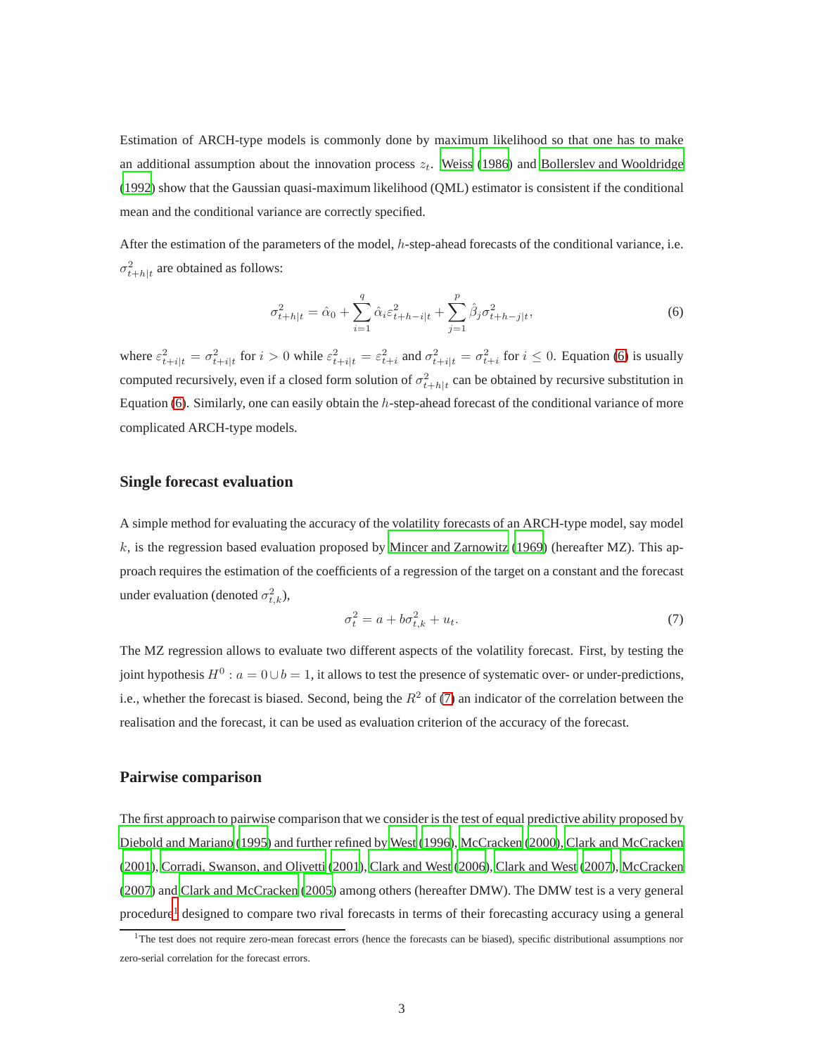Estimation of ARCH-type models is commonly done by maximum likelihood so that one has to make an additional assumption about the innovation process $z_t$. Weiss (1986) and Bollerslev and Wooldridge (1992) show that the Gaussian quasi-maximum likelihood (QML) estimator is consistent if the conditional mean and the conditional variance are correctly specified.

After the estimation of the parameters of the model, $h$-step-ahead forecasts of the conditional variance, i.e. $\sigma^2_{t+h|t}$ are obtained as follows:

$$\sigma^2_{t+h|t} = \hat{\alpha}_0 + \sum_{i=1}^{q} \hat{\alpha}_i \varepsilon^2_{t+h-i|t} + \sum_{j=1}^{p} \hat{\beta}_j \sigma^2_{t+h-j|t}, \tag{6}$$

where $\varepsilon^2_{t+i|t} = \sigma^2_{t+i|t}$ for $i > 0$ while $\varepsilon^2_{t+i|t} = \varepsilon^2_{t+i}$ and $\sigma^2_{t+i|t} = \sigma^2_{t+i}$ for $i \leq 0$. Equation (6) is usually computed recursively, even if a closed form solution of $\sigma^2_{t+h|t}$ can be obtained by recursive substitution in Equation (6). Similarly, one can easily obtain the $h$-step-ahead forecast of the conditional variance of more complicated ARCH-type models.

## Single forecast evaluation

A simple method for evaluating the accuracy of the volatility forecasts of an ARCH-type model, say model $k$, is the regression based evaluation proposed by Mincer and Zarnowitz (1969) (hereafter MZ). This approach requires the estimation of the coefficients of a regression of the target on a constant and the forecast under evaluation (denoted $\sigma^2_{t,k}$),

$$\sigma^2_t = a + b\sigma^2_{t,k} + u_t. \tag{7}$$

The MZ regression allows to evaluate two different aspects of the volatility forecast. First, by testing the joint hypothesis $H^0 : a = 0 \cup b = 1$, it allows to test the presence of systematic over- or under-predictions, i.e., whether the forecast is biased. Second, being the $R^2$ of (7) an indicator of the correlation between the realisation and the forecast, it can be used as evaluation criterion of the accuracy of the forecast.

## Pairwise comparison

The first approach to pairwise comparison that we consider is the test of equal predictive ability proposed by Diebold and Mariano (1995) and further refined by West (1996), McCracken (2000), Clark and McCracken (2001), Corradi, Swanson, and Olivetti (2001), Clark and West (2006), Clark and West (2007), McCracken (2007) and Clark and McCracken (2005) among others (hereafter DMW). The DMW test is a very general procedure[1] designed to compare two rival forecasts in terms of their forecasting accuracy using a general

[1]The test does not require zero-mean forecast errors (hence the forecasts can be biased), specific distributional assumptions nor zero-serial correlation for the forecast errors.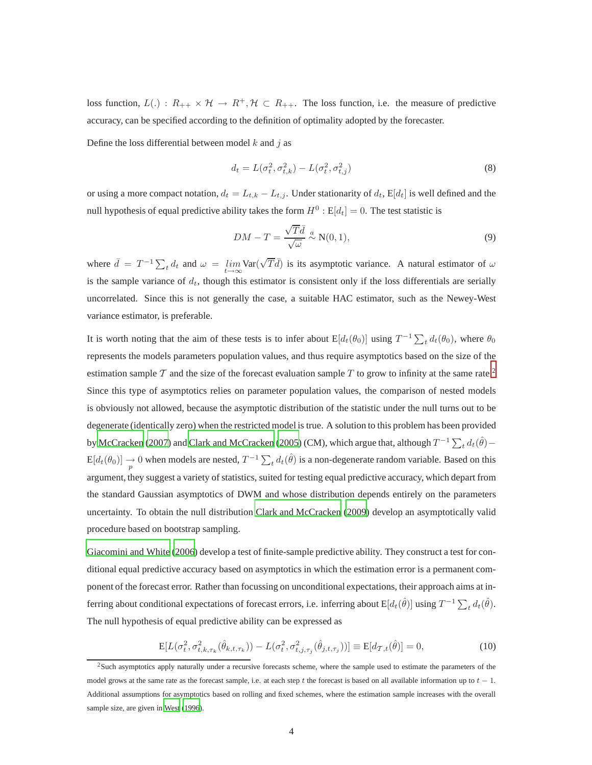loss function, $L(.) : R_{++} \times \mathcal{H} \rightarrow R^{+}, \mathcal{H} \subset R_{++}$. The loss function, i.e. the measure of predictive accuracy, can be specified according to the definition of optimality adopted by the forecaster.

Define the loss differential between model $k$ and $j$ as

$$d_t = L(\sigma_t^2, \sigma_{t,k}^2) - L(\sigma_t^2, \sigma_{t,j}^2) \tag{8}$$

or using a more compact notation, $d_t = L_{t,k} - L_{t,j}$. Under stationarity of $d_t$, $\mathrm{E}[d_t]$ is well defined and the null hypothesis of equal predictive ability takes the form $H^0 : \mathrm{E}[d_t] = 0$. The test statistic is

$$DM - T = \frac{\sqrt{T}\bar{d}}{\sqrt{\omega}} \overset{a}{\sim} \mathrm{N}(0,1), \tag{9}$$

where $\bar{d} = T^{-1}\sum_t d_t$ and $\omega = \underset{t\to\infty}{lim} \mathrm{Var}(\sqrt{T}\bar{d})$ is its asymptotic variance. A natural estimator of $\omega$ is the sample variance of $d_t$, though this estimator is consistent only if the loss differentials are serially uncorrelated. Since this is not generally the case, a suitable HAC estimator, such as the Newey-West variance estimator, is preferable.

It is worth noting that the aim of these tests is to infer about $\mathrm{E}[d_t(\theta_0)]$ using $T^{-1}\sum_t d_t(\theta_0)$, where $\theta_0$ represents the models parameters population values, and thus require asymptotics based on the size of the estimation sample $\mathcal{T}$ and the size of the forecast evaluation sample $T$ to grow to infinity at the same rate[2]. Since this type of asymptotics relies on parameter population values, the comparison of nested models is obviously not allowed, because the asymptotic distribution of the statistic under the null turns out to be degenerate (identically zero) when the restricted model is true. A solution to this problem has been provided by McCracken (2007) and Clark and McCracken (2005) (CM), which argue that, although $T^{-1}\sum_t d_t(\hat{\theta}) - \mathrm{E}[d_t(\theta_0)] \underset{p}{\rightarrow} 0$ when models are nested, $T^{-1}\sum_t d_t(\hat{\theta})$ is a non-degenerate random variable. Based on this argument, they suggest a variety of statistics, suited for testing equal predictive accuracy, which depart from the standard Gaussian asymptotics of DWM and whose distribution depends entirely on the parameters uncertainty. To obtain the null distribution Clark and McCracken (2009) develop an asymptotically valid procedure based on bootstrap sampling.

Giacomini and White (2006) develop a test of finite-sample predictive ability. They construct a test for conditional equal predictive accuracy based on asymptotics in which the estimation error is a permanent component of the forecast error. Rather than focussing on unconditional expectations, their approach aims at inferring about conditional expectations of forecast errors, i.e. inferring about $\mathrm{E}[d_t(\hat{\theta})]$ using $T^{-1}\sum_t d_t(\hat{\theta})$. The null hypothesis of equal predictive ability can be expressed as

$$\mathrm{E}[L(\sigma_t^2, \sigma_{t,k,\tau_k}^2(\hat{\theta}_{k,t,\tau_k})) - L(\sigma_t^2, \sigma_{t,j,\tau_j}^2(\hat{\theta}_{j,t,\tau_j}))] \equiv \mathrm{E}[d_{\mathcal{T},t}(\hat{\theta})] = 0, \tag{10}$$

[2] Such asymptotics apply naturally under a recursive forecasts scheme, where the sample used to estimate the parameters of the model grows at the same rate as the forecast sample, i.e. at each step $t$ the forecast is based on all available information up to $t-1$. Additional assumptions for asymptotics based on rolling and fixed schemes, where the estimation sample increases with the overall sample size, are given in West (1996).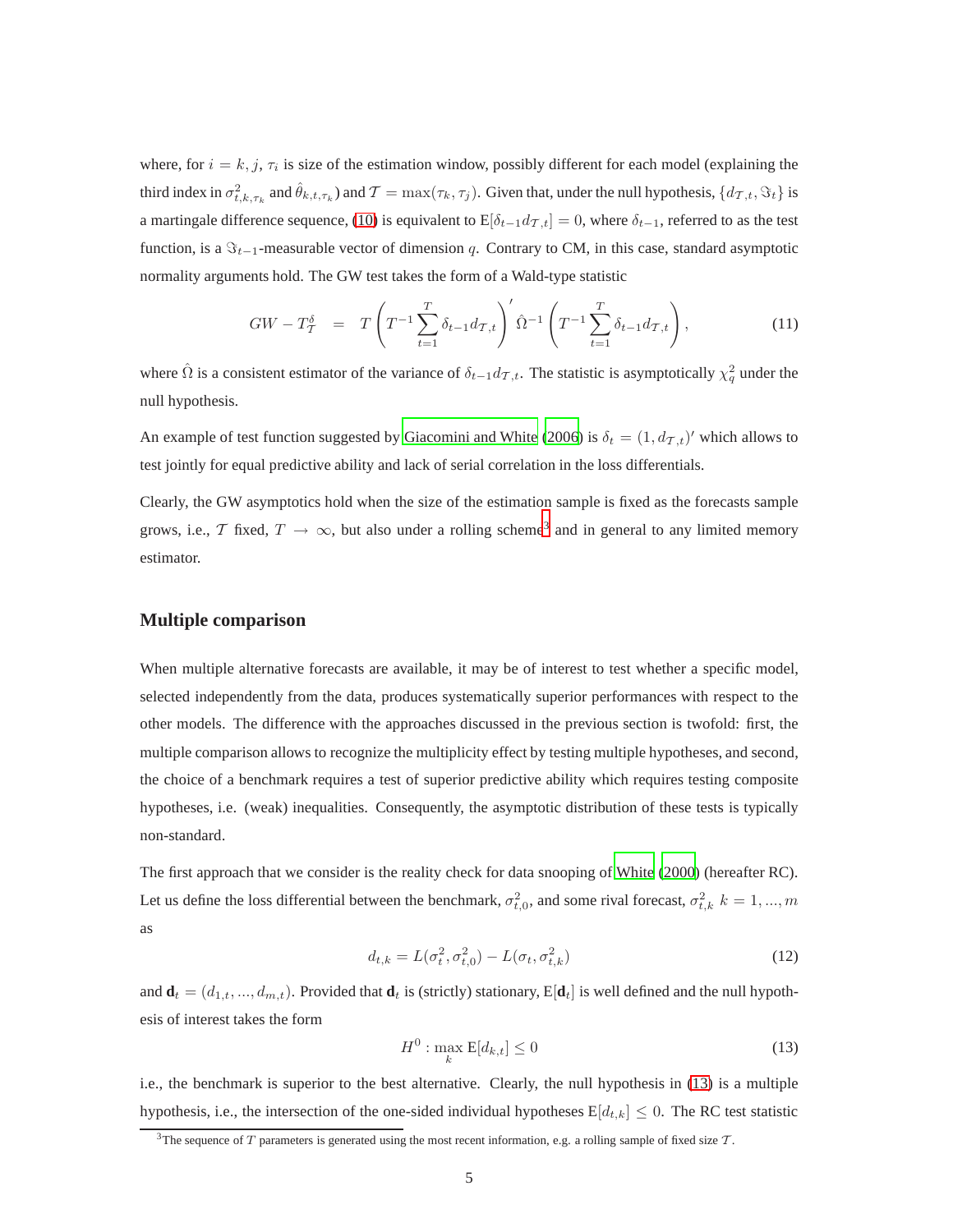where, for $i = k, j$, $\tau_i$ is size of the estimation window, possibly different for each model (explaining the third index in $\sigma^2_{t,k,\tau_k}$ and $\hat{\theta}_{k,t,\tau_k}$) and $\mathcal{T} = \max(\tau_k, \tau_j)$. Given that, under the null hypothesis, $\{d_{\mathcal{T},t}, \Im_t\}$ is a martingale difference sequence, (10) is equivalent to $\mathrm{E}[\delta_{t-1} d_{\mathcal{T},t}] = 0$, where $\delta_{t-1}$, referred to as the test function, is a $\Im_{t-1}$-measurable vector of dimension $q$. Contrary to CM, in this case, standard asymptotic normality arguments hold. The GW test takes the form of a Wald-type statistic

$$
GW - T^{\delta}_{\mathcal{T}} \quad = \quad T\left(T^{-1}\sum_{t=1}^{T}\delta_{t-1}d_{\mathcal{T},t}\right)'\hat{\Omega}^{-1}\left(T^{-1}\sum_{t=1}^{T}\delta_{t-1}d_{\mathcal{T},t}\right), \tag{11}
$$

where $\hat{\Omega}$ is a consistent estimator of the variance of $\delta_{t-1} d_{\mathcal{T},t}$. The statistic is asymptotically $\chi^2_q$ under the null hypothesis.

An example of test function suggested by Giacomini and White (2006) is $\delta_t = (1, d_{\mathcal{T},t})'$ which allows to test jointly for equal predictive ability and lack of serial correlation in the loss differentials.

Clearly, the GW asymptotics hold when the size of the estimation sample is fixed as the forecasts sample grows, i.e., $\mathcal{T}$ fixed, $T \to \infty$, but also under a rolling scheme[3] and in general to any limited memory estimator.

## Multiple comparison

When multiple alternative forecasts are available, it may be of interest to test whether a specific model, selected independently from the data, produces systematically superior performances with respect to the other models. The difference with the approaches discussed in the previous section is twofold: first, the multiple comparison allows to recognize the multiplicity effect by testing multiple hypotheses, and second, the choice of a benchmark requires a test of superior predictive ability which requires testing composite hypotheses, i.e. (weak) inequalities. Consequently, the asymptotic distribution of these tests is typically non-standard.

The first approach that we consider is the reality check for data snooping of White (2000) (hereafter RC). Let us define the loss differential between the benchmark, $\sigma^2_{t,0}$, and some rival forecast, $\sigma^2_{t,k}$ $k = 1, ..., m$ as

$$
d_{t,k} = L(\sigma^2_t, \sigma^2_{t,0}) - L(\sigma_t, \sigma^2_{t,k}) \tag{12}
$$

and $\mathbf{d}_t = (d_{1,t}, ..., d_{m,t})$. Provided that $\mathbf{d}_t$ is (strictly) stationary, $\mathrm{E}[\mathbf{d}_t]$ is well defined and the null hypothesis of interest takes the form

$$
H^0 : \max_k \mathrm{E}[d_{k,t}] \leq 0 \tag{13}
$$

i.e., the benchmark is superior to the best alternative. Clearly, the null hypothesis in (13) is a multiple hypothesis, i.e., the intersection of the one-sided individual hypotheses $\mathrm{E}[d_{t,k}] \leq 0$. The RC test statistic

[3] The sequence of $T$ parameters is generated using the most recent information, e.g. a rolling sample of fixed size $\mathcal{T}$.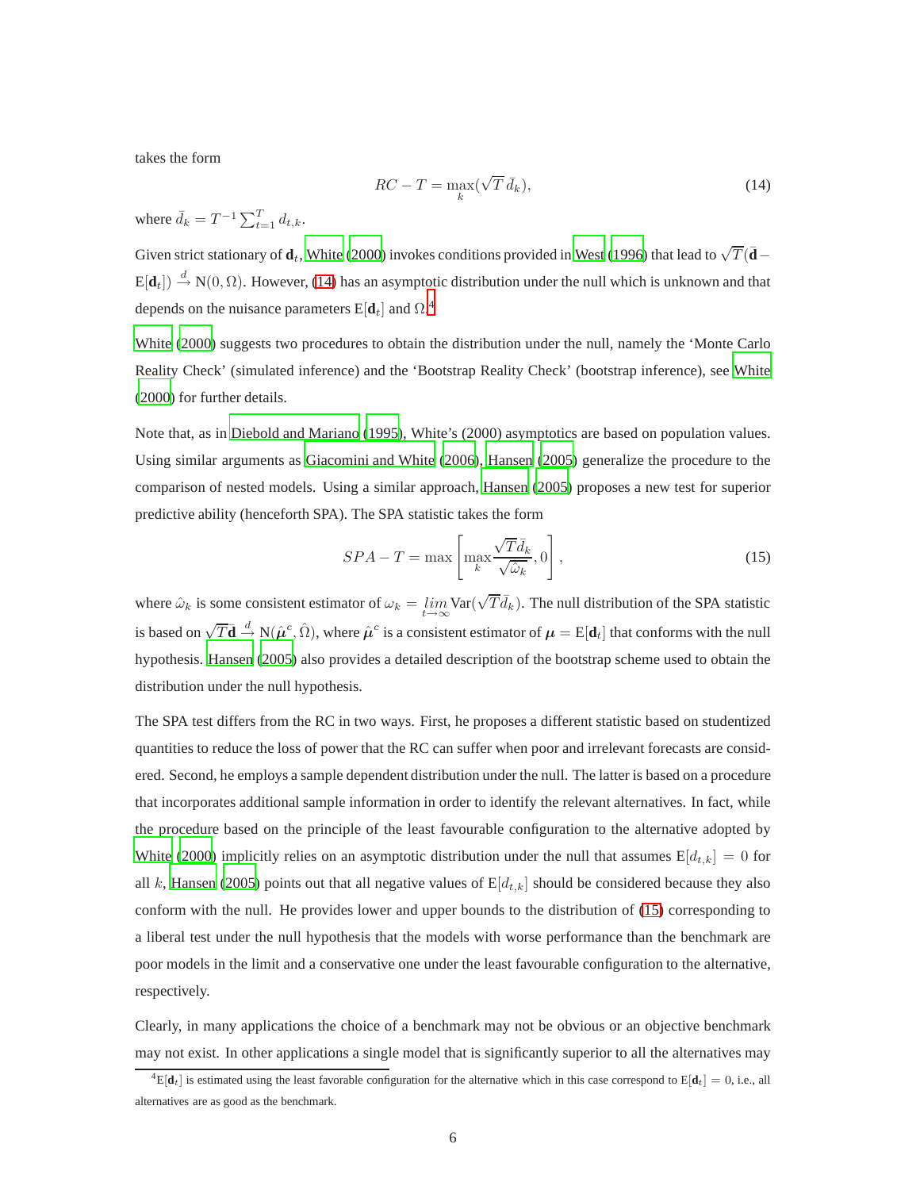takes the form

$$RC - T = \max_k (\sqrt{T}\,\bar{d}_k), \tag{14}$$

where $\bar{d}_k = T^{-1}\sum_{t=1}^{T} d_{t,k}$.

Given strict stationary of $\mathbf{d}_t$, White (2000) invokes conditions provided in West (1996) that lead to $\sqrt{T}(\bar{\mathbf{d}} - \mathrm{E}[\mathbf{d}_t]) \xrightarrow{d} \mathrm{N}(0, \Omega)$. However, (14) has an asymptotic distribution under the null which is unknown and that depends on the nuisance parameters $\mathrm{E}[\mathbf{d}_t]$ and $\Omega$.[4]

White (2000) suggests two procedures to obtain the distribution under the null, namely the 'Monte Carlo Reality Check' (simulated inference) and the 'Bootstrap Reality Check' (bootstrap inference), see White (2000) for further details.

Note that, as in Diebold and Mariano (1995), White's (2000) asymptotics are based on population values. Using similar arguments as Giacomini and White (2006), Hansen (2005) generalize the procedure to the comparison of nested models. Using a similar approach, Hansen (2005) proposes a new test for superior predictive ability (henceforth SPA). The SPA statistic takes the form

$$SPA - T = \max\left[\max_k \frac{\sqrt{T}\bar{d}_k}{\sqrt{\hat{\omega}_k}}, 0\right], \tag{15}$$

where $\hat{\omega}_k$ is some consistent estimator of $\omega_k = \lim_{t\to\infty} \mathrm{Var}(\sqrt{T}\bar{d}_k)$. The null distribution of the SPA statistic is based on $\sqrt{T}\bar{\mathbf{d}} \xrightarrow{d} \mathrm{N}(\hat{\boldsymbol{\mu}}^c, \hat{\Omega})$, where $\hat{\boldsymbol{\mu}}^c$ is a consistent estimator of $\boldsymbol{\mu} = \mathrm{E}[\mathbf{d}_t]$ that conforms with the null hypothesis. Hansen (2005) also provides a detailed description of the bootstrap scheme used to obtain the distribution under the null hypothesis.

The SPA test differs from the RC in two ways. First, he proposes a different statistic based on studentized quantities to reduce the loss of power that the RC can suffer when poor and irrelevant forecasts are considered. Second, he employs a sample dependent distribution under the null. The latter is based on a procedure that incorporates additional sample information in order to identify the relevant alternatives. In fact, while the procedure based on the principle of the least favourable configuration to the alternative adopted by White (2000) implicitly relies on an asymptotic distribution under the null that assumes $\mathrm{E}[d_{t,k}] = 0$ for all $k$, Hansen (2005) points out that all negative values of $\mathrm{E}[d_{t,k}]$ should be considered because they also conform with the null. He provides lower and upper bounds to the distribution of (15) corresponding to a liberal test under the null hypothesis that the models with worse performance than the benchmark are poor models in the limit and a conservative one under the least favourable configuration to the alternative, respectively.

Clearly, in many applications the choice of a benchmark may not be obvious or an objective benchmark may not exist. In other applications a single model that is significantly superior to all the alternatives may

[4] $\mathrm{E}[\mathbf{d}_t]$ is estimated using the least favorable configuration for the alternative which in this case correspond to $\mathrm{E}[\mathbf{d}_t] = 0$, i.e., all alternatives are as good as the benchmark.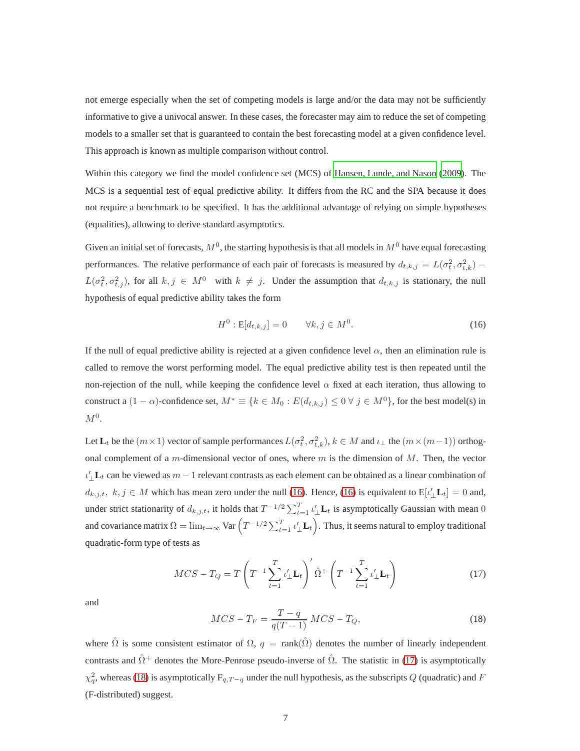not emerge especially when the set of competing models is large and/or the data may not be sufficiently informative to give a univocal answer. In these cases, the forecaster may aim to reduce the set of competing models to a smaller set that is guaranteed to contain the best forecasting model at a given confidence level. This approach is known as multiple comparison without control.

Within this category we find the model confidence set (MCS) of Hansen, Lunde, and Nason (2009). The MCS is a sequential test of equal predictive ability. It differs from the RC and the SPA because it does not require a benchmark to be specified. It has the additional advantage of relying on simple hypotheses (equalities), allowing to derive standard asymptotics.

Given an initial set of forecasts, $M^0$, the starting hypothesis is that all models in $M^0$ have equal forecasting performances. The relative performance of each pair of forecasts is measured by $d_{t,k,j} = L(\sigma_t^2, \sigma_{t,k}^2) - L(\sigma_t^2, \sigma_{t,j}^2)$, for all $k, j \in M^0$ with $k \neq j$. Under the assumption that $d_{t,k,j}$ is stationary, the null hypothesis of equal predictive ability takes the form

$$H^0 : \mathrm{E}[d_{t,k,j}] = 0 \qquad \forall k, j \in M^0. \tag{16}$$

If the null of equal predictive ability is rejected at a given confidence level $\alpha$, then an elimination rule is called to remove the worst performing model. The equal predictive ability test is then repeated until the non-rejection of the null, while keeping the confidence level $\alpha$ fixed at each iteration, thus allowing to construct a $(1-\alpha)$-confidence set, $M^* \equiv \{k \in M_0 : E(d_{t,k,j}) \leq 0 \; \forall \; j \in M^0\}$, for the best model(s) in $M^0$.

Let $\mathbf{L}_t$ be the $(m \times 1)$ vector of sample performances $L(\sigma_t^2, \sigma_{t,k}^2)$, $k \in M$ and $\iota_\perp$ the $(m \times (m-1))$ orthogonal complement of a $m$-dimensional vector of ones, where $m$ is the dimension of $M$. Then, the vector $\iota_\perp' \mathbf{L}_t$ can be viewed as $m-1$ relevant contrasts as each element can be obtained as a linear combination of $d_{k,j,t}$, $k, j \in M$ which has mean zero under the null (16). Hence, (16) is equivalent to $\mathrm{E}[\iota_\perp' \mathbf{L}_t] = 0$ and, under strict stationarity of $d_{k,j,t}$, it holds that $T^{-1/2} \sum_{t=1}^{T} \iota_\perp' \mathbf{L}_t$ is asymptotically Gaussian with mean $0$ and covariance matrix $\Omega = \lim_{t \to \infty} \mathrm{Var}\left(T^{-1/2} \sum_{t=1}^{T} \iota_\perp' \mathbf{L}_t\right)$. Thus, it seems natural to employ traditional quadratic-form type of tests as

$$MCS - T_Q = T \left( T^{-1} \sum_{t=1}^{T} \iota_\perp' \mathbf{L}_t \right)' \hat{\Omega}^+ \left( T^{-1} \sum_{t=1}^{T} \iota_\perp' \mathbf{L}_t \right) \tag{17}$$

and

$$MCS - T_F = \frac{T-q}{q(T-1)} \, MCS - T_Q, \tag{18}$$

where $\hat{\Omega}$ is some consistent estimator of $\Omega$, $q = \mathrm{rank}(\hat{\Omega})$ denotes the number of linearly independent contrasts and $\hat{\Omega}^+$ denotes the More-Penrose pseudo-inverse of $\hat{\Omega}$. The statistic in (17) is asymptotically $\chi_q^2$, whereas (18) is asymptotically $\mathrm{F}_{q,T-q}$ under the null hypothesis, as the subscripts $Q$ (quadratic) and $F$ (F-distributed) suggest.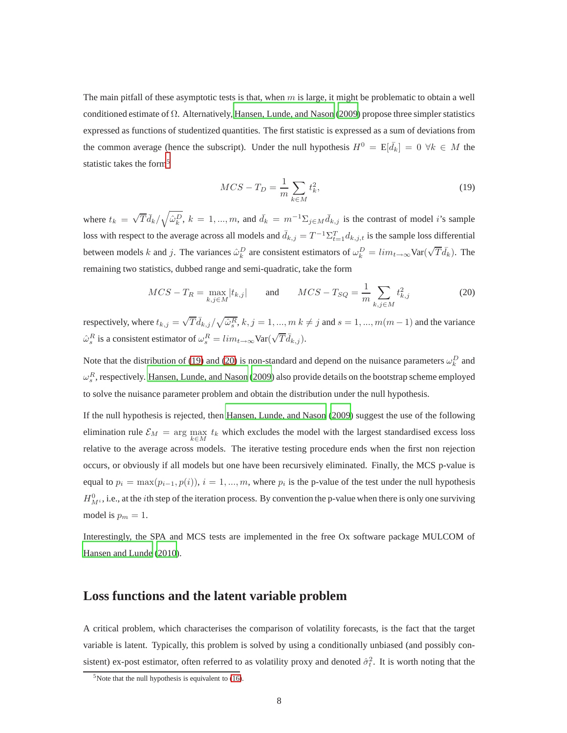The main pitfall of these asymptotic tests is that, when $m$ is large, it might be problematic to obtain a well conditioned estimate of $\Omega$. Alternatively, Hansen, Lunde, and Nason (2009) propose three simpler statistics expressed as functions of studentized quantities. The first statistic is expressed as a sum of deviations from the common average (hence the subscript). Under the null hypothesis $H^0 = \mathrm{E}[\bar{d}_k] = 0 \ \forall k \in M$ the statistic takes the form[5]

$$MCS - T_D = \frac{1}{m} \sum_{k \in M} t_k^2, \tag{19}$$

where $t_k = \sqrt{T}\bar{d}_k / \sqrt{\hat{\omega}_k^D}$, $k = 1, ..., m$, and $\bar{d}_k = m^{-1}\Sigma_{j \in M}\bar{d}_{k,j}$ is the contrast of model $i$'s sample loss with respect to the average across all models and $\bar{d}_{k,j} = T^{-1}\Sigma_{t=1}^{T} d_{k,j,t}$ is the sample loss differential between models $k$ and $j$. The variances $\hat{\omega}_k^D$ are consistent estimators of $\omega_k^D = lim_{t \to \infty}\mathrm{Var}(\sqrt{T}\bar{d}_k)$. The remaining two statistics, dubbed range and semi-quadratic, take the form

$$MCS - T_R = \max_{k,j \in M} |t_{k,j}| \qquad \text{and} \qquad MCS - T_{SQ} = \frac{1}{m} \sum_{k,j \in M} t_{k,j}^2 \tag{20}$$

respectively, where $t_{k,j} = \sqrt{T}\bar{d}_{k,j} / \sqrt{\hat{\omega}_s^R}$, $k, j = 1, ..., m$ $k \neq j$ and $s = 1, ..., m(m-1)$ and the variance $\hat{\omega}_s^R$ is a consistent estimator of $\omega_s^R = lim_{t \to \infty}\mathrm{Var}(\sqrt{T}\bar{d}_{k,j})$.

Note that the distribution of (19) and (20) is non-standard and depend on the nuisance parameters $\omega_k^D$ and $\omega_s^R$, respectively. Hansen, Lunde, and Nason (2009) also provide details on the bootstrap scheme employed to solve the nuisance parameter problem and obtain the distribution under the null hypothesis.

If the null hypothesis is rejected, then Hansen, Lunde, and Nason (2009) suggest the use of the following elimination rule $\mathcal{E}_M = \arg\max_{k \in M} t_k$ which excludes the model with the largest standardised excess loss relative to the average across models. The iterative testing procedure ends when the first non rejection occurs, or obviously if all models but one have been recursively eliminated. Finally, the MCS p-value is equal to $p_i = \max(p_{i-1}, p(i))$, $i = 1, ..., m$, where $p_i$ is the p-value of the test under the null hypothesis $H_{M^i}^0$, i.e., at the $i$th step of the iteration process. By convention the p-value when there is only one surviving model is $p_m = 1$.

Interestingly, the SPA and MCS tests are implemented in the free Ox software package MULCOM of Hansen and Lunde (2010).

## Loss functions and the latent variable problem

A critical problem, which characterises the comparison of volatility forecasts, is the fact that the target variable is latent. Typically, this problem is solved by using a conditionally unbiased (and possibly consistent) ex-post estimator, often referred to as volatility proxy and denoted $\hat{\sigma}_t^2$. It is worth noting that the

[5] Note that the null hypothesis is equivalent to (16).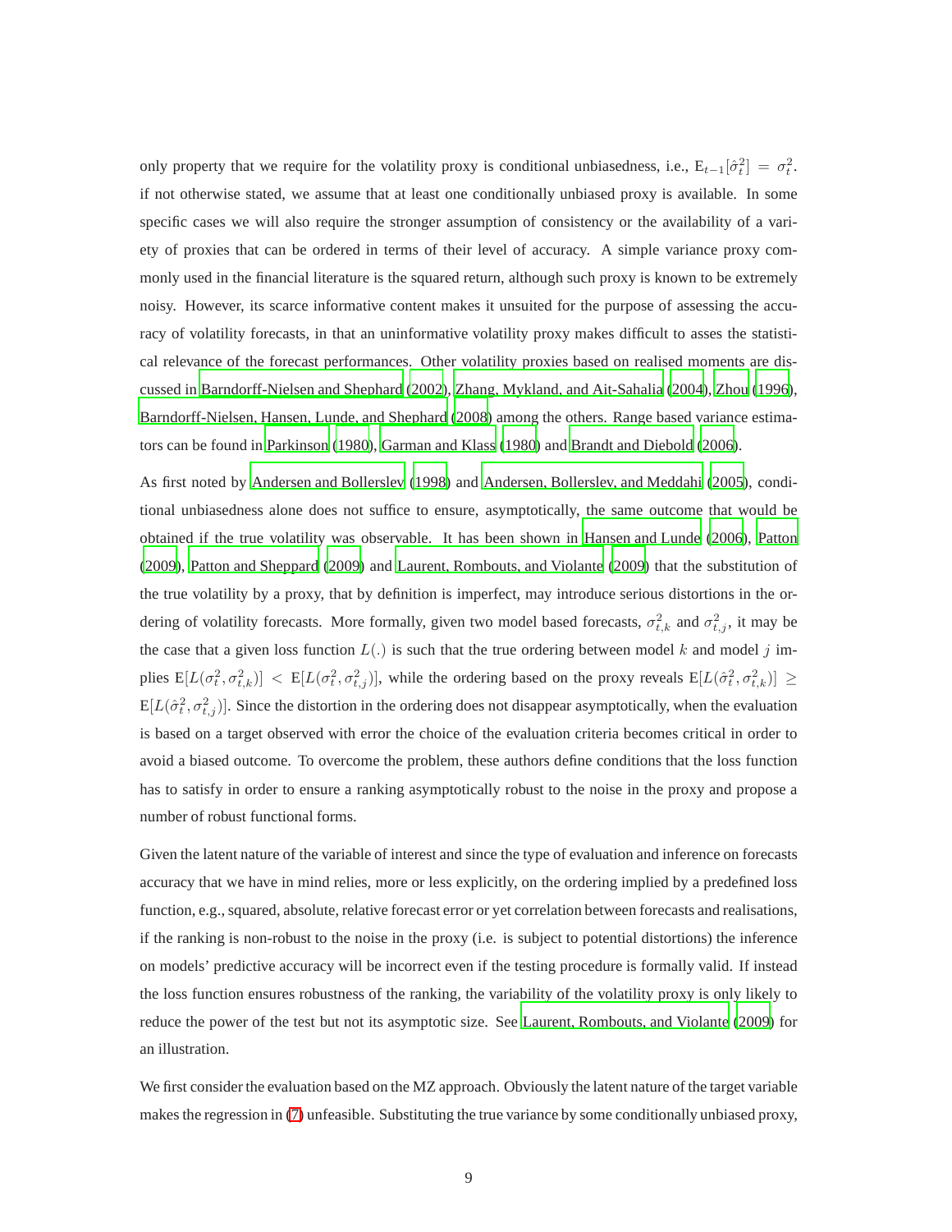only property that we require for the volatility proxy is conditional unbiasedness, i.e., $\mathrm{E}_{t-1}[\hat{\sigma}_t^2] = \sigma_t^2$. if not otherwise stated, we assume that at least one conditionally unbiased proxy is available. In some specific cases we will also require the stronger assumption of consistency or the availability of a variety of proxies that can be ordered in terms of their level of accuracy. A simple variance proxy commonly used in the financial literature is the squared return, although such proxy is known to be extremely noisy. However, its scarce informative content makes it unsuited for the purpose of assessing the accuracy of volatility forecasts, in that an uninformative volatility proxy makes difficult to asses the statistical relevance of the forecast performances. Other volatility proxies based on realised moments are discussed in Barndorff-Nielsen and Shephard (2002), Zhang, Mykland, and Ait-Sahalia (2004), Zhou (1996), Barndorff-Nielsen, Hansen, Lunde, and Shephard (2008) among the others. Range based variance estimators can be found in Parkinson (1980), Garman and Klass (1980) and Brandt and Diebold (2006).

As first noted by Andersen and Bollerslev (1998) and Andersen, Bollerslev, and Meddahi (2005), conditional unbiasedness alone does not suffice to ensure, asymptotically, the same outcome that would be obtained if the true volatility was observable. It has been shown in Hansen and Lunde (2006), Patton (2009), Patton and Sheppard (2009) and Laurent, Rombouts, and Violante (2009) that the substitution of the true volatility by a proxy, that by definition is imperfect, may introduce serious distortions in the ordering of volatility forecasts. More formally, given two model based forecasts, $\sigma_{t,k}^2$ and $\sigma_{t,j}^2$, it may be the case that a given loss function $L(.)$ is such that the true ordering between model $k$ and model $j$ implies $\mathrm{E}[L(\sigma_t^2, \sigma_{t,k}^2)] < \mathrm{E}[L(\sigma_t^2, \sigma_{t,j}^2)]$, while the ordering based on the proxy reveals $\mathrm{E}[L(\hat{\sigma}_t^2, \sigma_{t,k}^2)] \geq \mathrm{E}[L(\hat{\sigma}_t^2, \sigma_{t,j}^2)]$. Since the distortion in the ordering does not disappear asymptotically, when the evaluation is based on a target observed with error the choice of the evaluation criteria becomes critical in order to avoid a biased outcome. To overcome the problem, these authors define conditions that the loss function has to satisfy in order to ensure a ranking asymptotically robust to the noise in the proxy and propose a number of robust functional forms.

Given the latent nature of the variable of interest and since the type of evaluation and inference on forecasts accuracy that we have in mind relies, more or less explicitly, on the ordering implied by a predefined loss function, e.g., squared, absolute, relative forecast error or yet correlation between forecasts and realisations, if the ranking is non-robust to the noise in the proxy (i.e. is subject to potential distortions) the inference on models' predictive accuracy will be incorrect even if the testing procedure is formally valid. If instead the loss function ensures robustness of the ranking, the variability of the volatility proxy is only likely to reduce the power of the test but not its asymptotic size. See Laurent, Rombouts, and Violante (2009) for an illustration.

We first consider the evaluation based on the MZ approach. Obviously the latent nature of the target variable makes the regression in (7) unfeasible. Substituting the true variance by some conditionally unbiased proxy,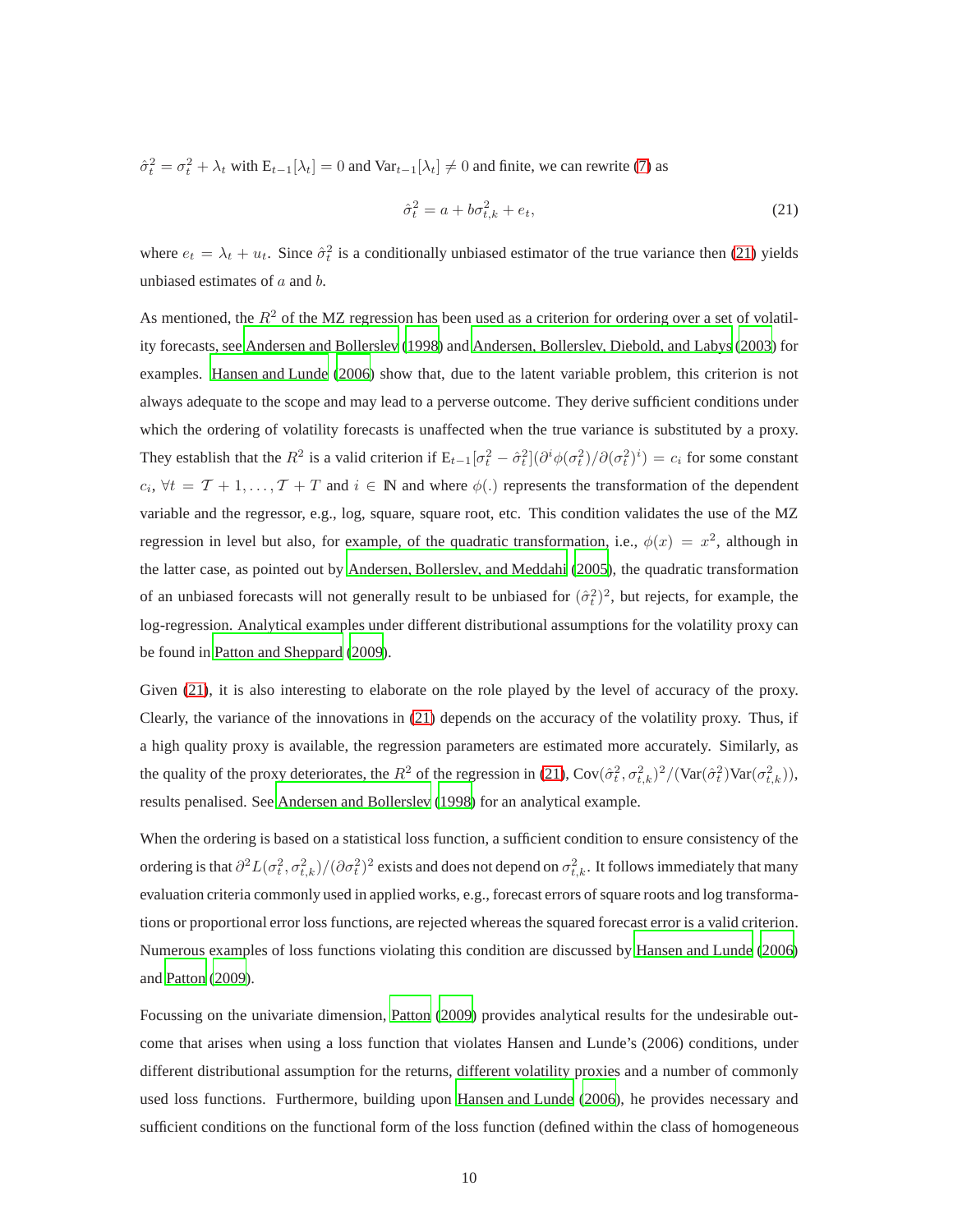$\hat{\sigma}_t^2 = \sigma_t^2 + \lambda_t$ with $\mathrm{E}_{t-1}[\lambda_t] = 0$ and $\mathrm{Var}_{t-1}[\lambda_t] \neq 0$ and finite, we can rewrite (7) as

$$\hat{\sigma}_t^2 = a + b\sigma_{t,k}^2 + e_t, \tag{21}$$

where $e_t = \lambda_t + u_t$. Since $\hat{\sigma}_t^2$ is a conditionally unbiased estimator of the true variance then (21) yields unbiased estimates of $a$ and $b$.

As mentioned, the $R^2$ of the MZ regression has been used as a criterion for ordering over a set of volatility forecasts, see Andersen and Bollerslev (1998) and Andersen, Bollerslev, Diebold, and Labys (2003) for examples. Hansen and Lunde (2006) show that, due to the latent variable problem, this criterion is not always adequate to the scope and may lead to a perverse outcome. They derive sufficient conditions under which the ordering of volatility forecasts is unaffected when the true variance is substituted by a proxy. They establish that the $R^2$ is a valid criterion if $\mathrm{E}_{t-1}[\sigma_t^2 - \hat{\sigma}_t^2](\partial^i \phi(\sigma_t^2)/\partial(\sigma_t^2)^i) = c_i$ for some constant $c_i$, $\forall t = \mathcal{T}+1, \ldots, \mathcal{T}+T$ and $i \in \mathbb{N}$ and where $\phi(.)$ represents the transformation of the dependent variable and the regressor, e.g., log, square, square root, etc. This condition validates the use of the MZ regression in level but also, for example, of the quadratic transformation, i.e., $\phi(x) = x^2$, although in the latter case, as pointed out by Andersen, Bollerslev, and Meddahi (2005), the quadratic transformation of an unbiased forecasts will not generally result to be unbiased for $(\hat{\sigma}_t^2)^2$, but rejects, for example, the log-regression. Analytical examples under different distributional assumptions for the volatility proxy can be found in Patton and Sheppard (2009).

Given (21), it is also interesting to elaborate on the role played by the level of accuracy of the proxy. Clearly, the variance of the innovations in (21) depends on the accuracy of the volatility proxy. Thus, if a high quality proxy is available, the regression parameters are estimated more accurately. Similarly, as the quality of the proxy deteriorates, the $R^2$ of the regression in (21), $\mathrm{Cov}(\hat{\sigma}_t^2, \sigma_{t,k}^2)^2/(\mathrm{Var}(\hat{\sigma}_t^2)\mathrm{Var}(\sigma_{t,k}^2))$, results penalised. See Andersen and Bollerslev (1998) for an analytical example.

When the ordering is based on a statistical loss function, a sufficient condition to ensure consistency of the ordering is that $\partial^2 L(\sigma_t^2, \sigma_{t,k}^2)/(\partial\sigma_t^2)^2$ exists and does not depend on $\sigma_{t,k}^2$. It follows immediately that many evaluation criteria commonly used in applied works, e.g., forecast errors of square roots and log transformations or proportional error loss functions, are rejected whereas the squared forecast error is a valid criterion. Numerous examples of loss functions violating this condition are discussed by Hansen and Lunde (2006) and Patton (2009).

Focussing on the univariate dimension, Patton (2009) provides analytical results for the undesirable outcome that arises when using a loss function that violates Hansen and Lunde's (2006) conditions, under different distributional assumption for the returns, different volatility proxies and a number of commonly used loss functions. Furthermore, building upon Hansen and Lunde (2006), he provides necessary and sufficient conditions on the functional form of the loss function (defined within the class of homogeneous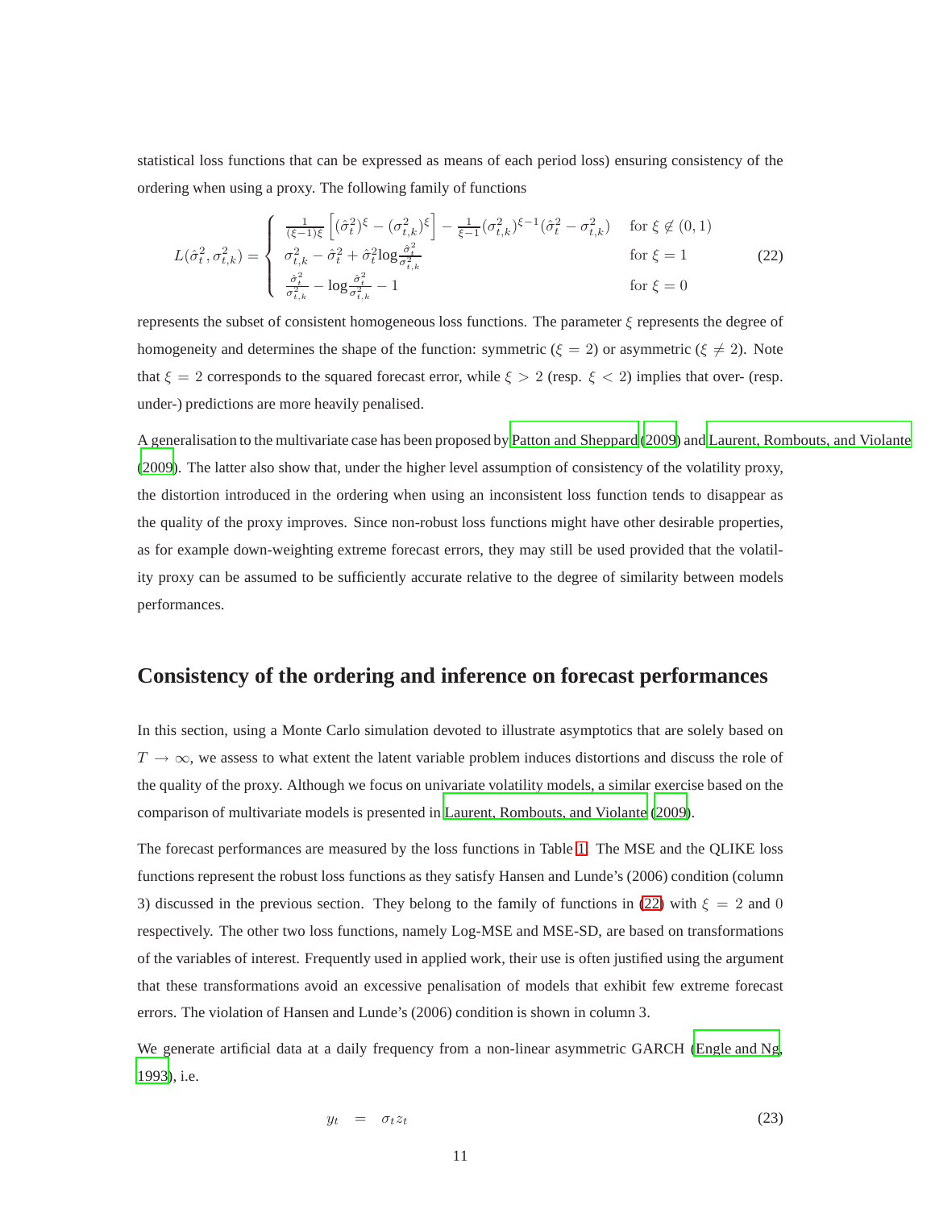statistical loss functions that can be expressed as means of each period loss) ensuring consistency of the ordering when using a proxy. The following family of functions

$$L(\hat{\sigma}_t^2, \sigma_{t,k}^2) = \begin{cases} \frac{1}{(\xi-1)\xi}\left[(\hat{\sigma}_t^2)^{\xi} - (\sigma_{t,k}^2)^{\xi}\right] - \frac{1}{\xi-1}(\sigma_{t,k}^2)^{\xi-1}(\hat{\sigma}_t^2 - \sigma_{t,k}^2) & \text{for } \xi \notin (0,1) \\ \sigma_{t,k}^2 - \hat{\sigma}_t^2 + \hat{\sigma}_t^2 \log\frac{\hat{\sigma}_t^2}{\sigma_{t,k}^2} & \text{for } \xi = 1 \\ \frac{\hat{\sigma}_t^2}{\sigma_{t,k}^2} - \log\frac{\hat{\sigma}_t^2}{\sigma_{t,k}^2} - 1 & \text{for } \xi = 0 \end{cases} \tag{22}$$

represents the subset of consistent homogeneous loss functions. The parameter $\xi$ represents the degree of homogeneity and determines the shape of the function: symmetric ($\xi = 2$) or asymmetric ($\xi \neq 2$). Note that $\xi = 2$ corresponds to the squared forecast error, while $\xi > 2$ (resp. $\xi < 2$) implies that over- (resp. under-) predictions are more heavily penalised.

A generalisation to the multivariate case has been proposed by Patton and Sheppard (2009) and Laurent, Rombouts, and Violante (2009). The latter also show that, under the higher level assumption of consistency of the volatility proxy, the distortion introduced in the ordering when using an inconsistent loss function tends to disappear as the quality of the proxy improves. Since non-robust loss functions might have other desirable properties, as for example down-weighting extreme forecast errors, they may still be used provided that the volatility proxy can be assumed to be sufficiently accurate relative to the degree of similarity between models performances.

## Consistency of the ordering and inference on forecast performances

In this section, using a Monte Carlo simulation devoted to illustrate asymptotics that are solely based on $T \to \infty$, we assess to what extent the latent variable problem induces distortions and discuss the role of the quality of the proxy. Although we focus on univariate volatility models, a similar exercise based on the comparison of multivariate models is presented in Laurent, Rombouts, and Violante (2009).

The forecast performances are measured by the loss functions in Table 1. The MSE and the QLIKE loss functions represent the robust loss functions as they satisfy Hansen and Lunde's (2006) condition (column 3) discussed in the previous section. They belong to the family of functions in (22) with $\xi = 2$ and $0$ respectively. The other two loss functions, namely Log-MSE and MSE-SD, are based on transformations of the variables of interest. Frequently used in applied work, their use is often justified using the argument that these transformations avoid an excessive penalisation of models that exhibit few extreme forecast errors. The violation of Hansen and Lunde's (2006) condition is shown in column 3.

We generate artificial data at a daily frequency from a non-linear asymmetric GARCH (Engle and Ng, 1993), i.e.

$$y_t = \sigma_t z_t \tag{23}$$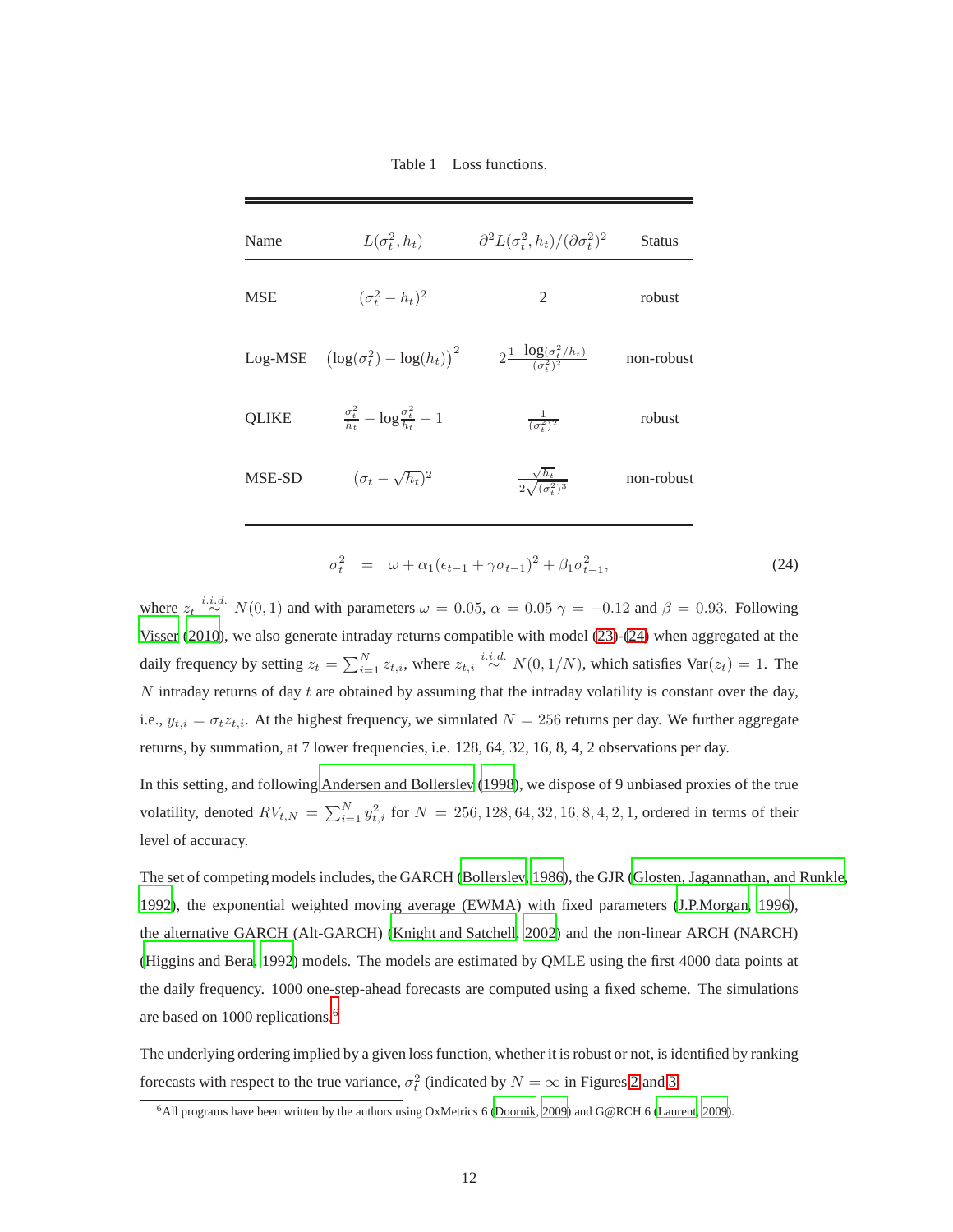Table 1 Loss functions.

| Name | $L(\sigma_t^2, h_t)$ | $\partial^2 L(\sigma_t^2, h_t)/(\partial\sigma_t^2)^2$ | Status |
|---|---|---|---|
| MSE | $(\sigma_t^2 - h_t)^2$ | $2$ | robust |
| Log-MSE | $\left(\log(\sigma_t^2) - \log(h_t)\right)^2$ | $2\frac{1-\log(\sigma_t^2/h_t)}{(\sigma_t^2)^2}$ | non-robust |
| QLIKE | $\frac{\sigma_t^2}{h_t} - \log\frac{\sigma_t^2}{h_t} - 1$ | $\frac{1}{(\sigma_t^2)^2}$ | robust |
| MSE-SD | $(\sigma_t - \sqrt{h_t})^2$ | $\frac{\sqrt{h_t}}{2\sqrt{(\sigma_t^2)^3}}$ | non-robust |

$$\sigma_t^2 \quad = \quad \omega + \alpha_1(\epsilon_{t-1} + \gamma\sigma_{t-1})^2 + \beta_1\sigma_{t-1}^2, \tag{24}$$

where $z_t \overset{i.i.d.}{\sim} N(0,1)$ and with parameters $\omega = 0.05$, $\alpha = 0.05$ $\gamma = -0.12$ and $\beta = 0.93$. Following Visser (2010), we also generate intraday returns compatible with model (23)-(24) when aggregated at the daily frequency by setting $z_t = \sum_{i=1}^{N} z_{t,i}$, where $z_{t,i} \overset{i.i.d.}{\sim} N(0, 1/N)$, which satisfies $\text{Var}(z_t) = 1$. The $N$ intraday returns of day $t$ are obtained by assuming that the intraday volatility is constant over the day, i.e., $y_{t,i} = \sigma_t z_{t,i}$. At the highest frequency, we simulated $N = 256$ returns per day. We further aggregate returns, by summation, at 7 lower frequencies, i.e. 128, 64, 32, 16, 8, 4, 2 observations per day.

In this setting, and following Andersen and Bollerslev (1998), we dispose of 9 unbiased proxies of the true volatility, denoted $RV_{t,N} = \sum_{i=1}^{N} y_{t,i}^2$ for $N = 256, 128, 64, 32, 16, 8, 4, 2, 1$, ordered in terms of their level of accuracy.

The set of competing models includes, the GARCH (Bollerslev, 1986), the GJR (Glosten, Jagannathan, and Runkle, 1992), the exponential weighted moving average (EWMA) with fixed parameters (J.P.Morgan, 1996), the alternative GARCH (Alt-GARCH) (Knight and Satchell, 2002) and the non-linear ARCH (NARCH) (Higgins and Bera, 1992) models. The models are estimated by QMLE using the first 4000 data points at the daily frequency. 1000 one-step-ahead forecasts are computed using a fixed scheme. The simulations are based on 1000 replications.[6]

The underlying ordering implied by a given loss function, whether it is robust or not, is identified by ranking forecasts with respect to the true variance, $\sigma_t^2$ (indicated by $N = \infty$ in Figures 2 and 3.

[6]All programs have been written by the authors using OxMetrics 6 (Doornik, 2009) and G@RCH 6 (Laurent, 2009).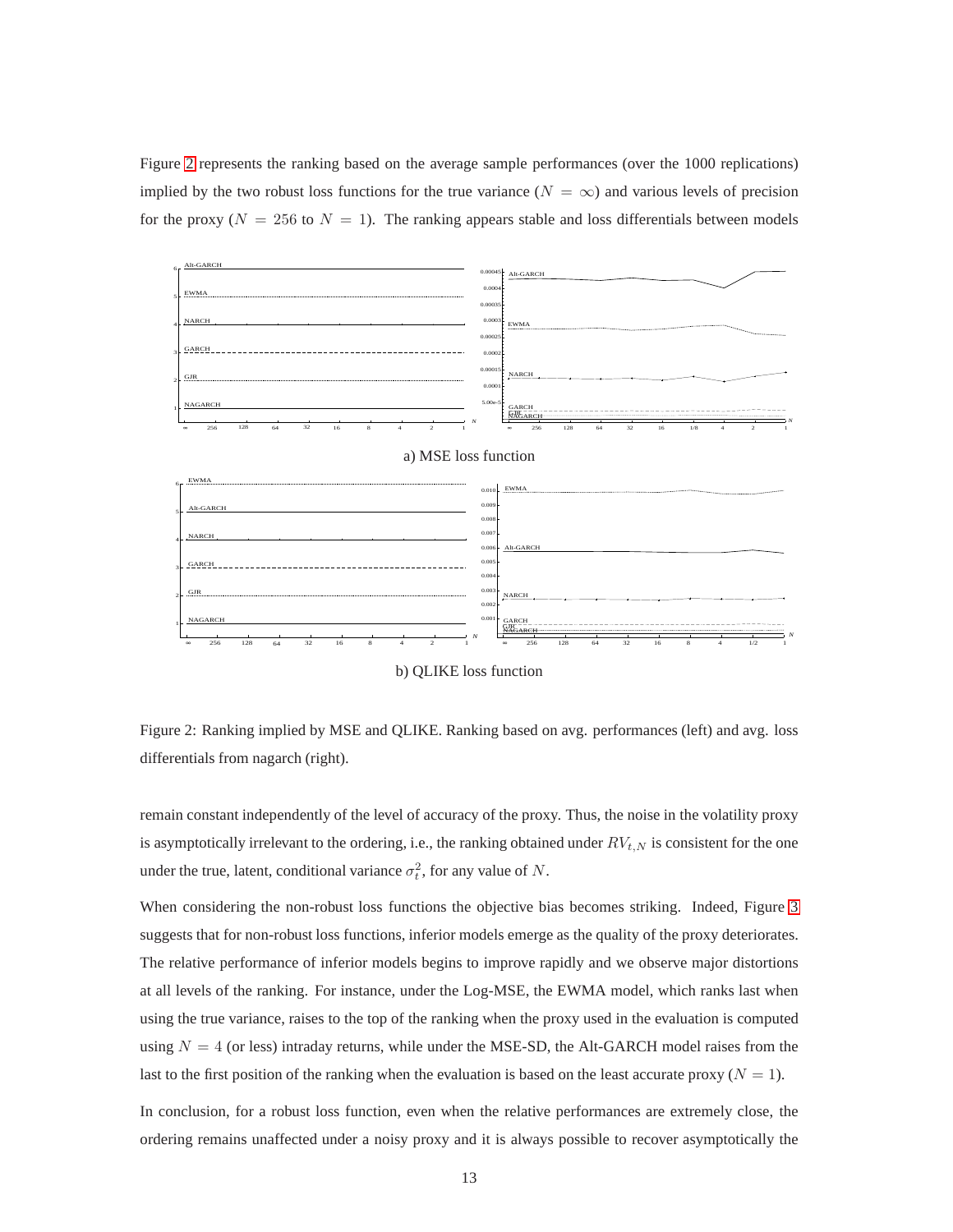Figure 2 represents the ranking based on the average sample performances (over the 1000 replications) implied by the two robust loss functions for the true variance ($N = \infty$) and various levels of precision for the proxy ($N = 256$ to $N = 1$). The ranking appears stable and loss differentials between models

a) MSE loss function

b) QLIKE loss function

Figure 2: Ranking implied by MSE and QLIKE. Ranking based on avg. performances (left) and avg. loss differentials from nagarch (right).

remain constant independently of the level of accuracy of the proxy. Thus, the noise in the volatility proxy is asymptotically irrelevant to the ordering, i.e., the ranking obtained under $RV_{t,N}$ is consistent for the one under the true, latent, conditional variance $\sigma_t^2$, for any value of $N$.

When considering the non-robust loss functions the objective bias becomes striking. Indeed, Figure 3 suggests that for non-robust loss functions, inferior models emerge as the quality of the proxy deteriorates. The relative performance of inferior models begins to improve rapidly and we observe major distortions at all levels of the ranking. For instance, under the Log-MSE, the EWMA model, which ranks last when using the true variance, raises to the top of the ranking when the proxy used in the evaluation is computed using $N = 4$ (or less) intraday returns, while under the MSE-SD, the Alt-GARCH model raises from the last to the first position of the ranking when the evaluation is based on the least accurate proxy ($N = 1$).

In conclusion, for a robust loss function, even when the relative performances are extremely close, the ordering remains unaffected under a noisy proxy and it is always possible to recover asymptotically the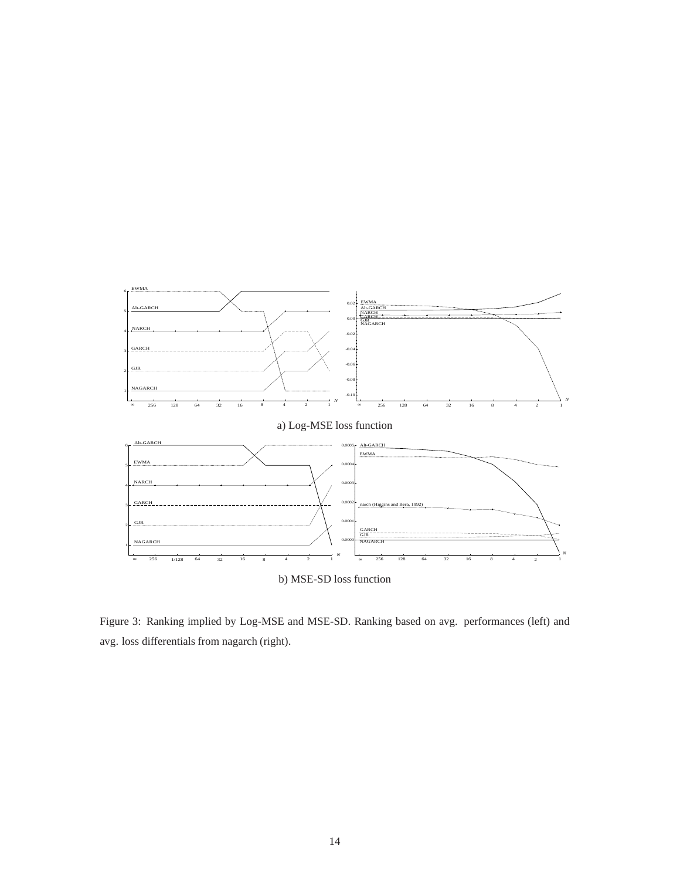a) Log-MSE loss function

b) MSE-SD loss function

Figure 3: Ranking implied by Log-MSE and MSE-SD. Ranking based on avg. performances (left) and avg. loss differentials from nagarch (right).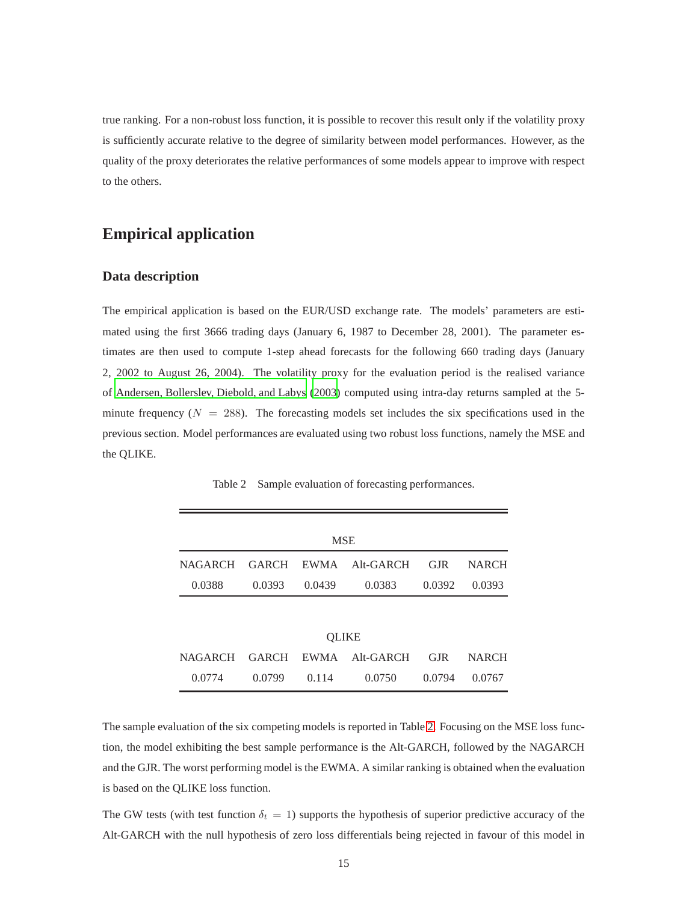true ranking. For a non-robust loss function, it is possible to recover this result only if the volatility proxy is sufficiently accurate relative to the degree of similarity between model performances. However, as the quality of the proxy deteriorates the relative performances of some models appear to improve with respect to the others.

## Empirical application

### Data description

The empirical application is based on the EUR/USD exchange rate. The models' parameters are estimated using the first 3666 trading days (January 6, 1987 to December 28, 2001). The parameter estimates are then used to compute 1-step ahead forecasts for the following 660 trading days (January 2, 2002 to August 26, 2004). The volatility proxy for the evaluation period is the realised variance of Andersen, Bollerslev, Diebold, and Labys (2003) computed using intra-day returns sampled at the 5-minute frequency ($N = 288$). The forecasting models set includes the six specifications used in the previous section. Model performances are evaluated using two robust loss functions, namely the MSE and the QLIKE.

Table 2 Sample evaluation of forecasting performances.

| MSE | | | | | |
|---|---|---|---|---|---|
| NAGARCH | GARCH | EWMA | Alt-GARCH | GJR | NARCH |
| 0.0388 | 0.0393 | 0.0439 | 0.0383 | 0.0392 | 0.0393 |
| **QLIKE** | | | | | |
| NAGARCH | GARCH | EWMA | Alt-GARCH | GJR | NARCH |
| 0.0774 | 0.0799 | 0.114 | 0.0750 | 0.0794 | 0.0767 |

The sample evaluation of the six competing models is reported in Table 2. Focusing on the MSE loss function, the model exhibiting the best sample performance is the Alt-GARCH, followed by the NAGARCH and the GJR. The worst performing model is the EWMA. A similar ranking is obtained when the evaluation is based on the QLIKE loss function.

The GW tests (with test function $\delta_t = 1$) supports the hypothesis of superior predictive accuracy of the Alt-GARCH with the null hypothesis of zero loss differentials being rejected in favour of this model in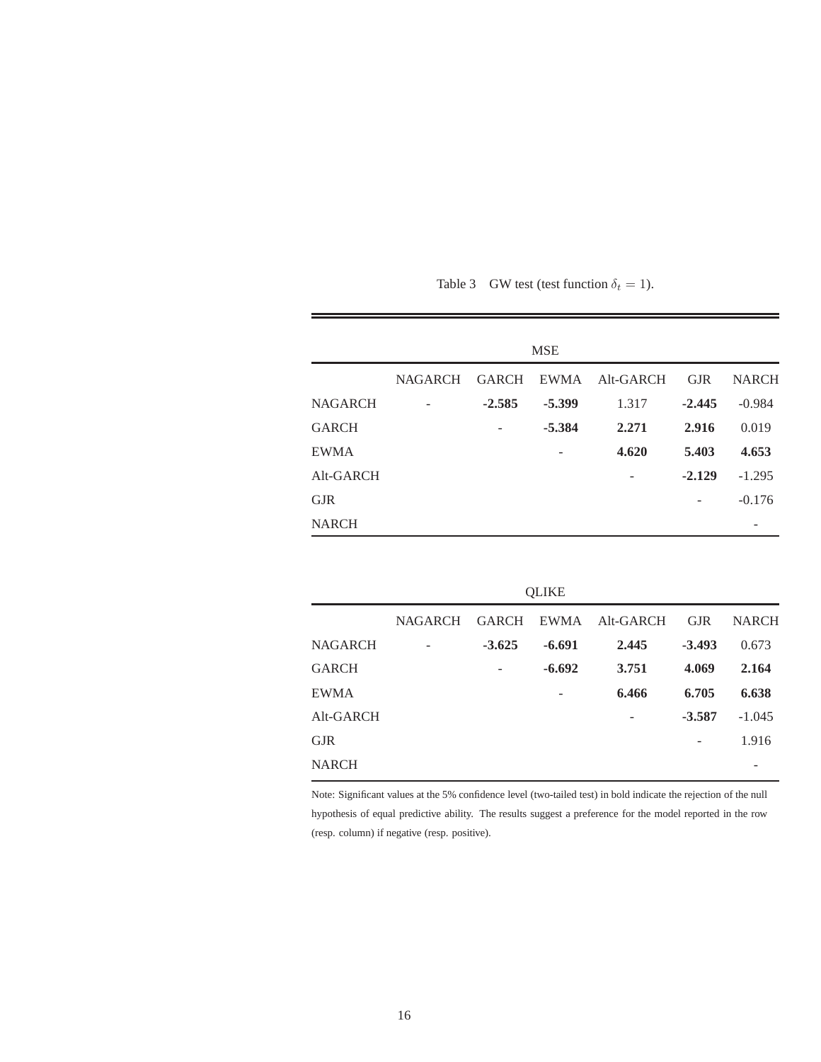Table 3 GW test (test function $\delta_t = 1$).

| MSE | | | | | | |
|---|---|---|---|---|---|---|
| | NAGARCH | GARCH | EWMA | Alt-GARCH | GJR | NARCH |
| NAGARCH | - | **-2.585** | **-5.399** | 1.317 | **-2.445** | -0.984 |
| GARCH | | - | **-5.384** | **2.271** | **2.916** | 0.019 |
| EWMA | | | - | **4.620** | **5.403** | **4.653** |
| Alt-GARCH | | | | - | **-2.129** | -1.295 |
| GJR | | | | | - | -0.176 |
| NARCH | | | | | | - |

| QLIKE | | | | | | |
|---|---|---|---|---|---|---|
| | NAGARCH | GARCH | EWMA | Alt-GARCH | GJR | NARCH |
| NAGARCH | - | **-3.625** | **-6.691** | **2.445** | **-3.493** | 0.673 |
| GARCH | | - | **-6.692** | **3.751** | **4.069** | **2.164** |
| EWMA | | | - | **6.466** | **6.705** | **6.638** |
| Alt-GARCH | | | | - | **-3.587** | -1.045 |
| GJR | | | | | - | 1.916 |
| NARCH | | | | | | - |

Note: Significant values at the 5% confidence level (two-tailed test) in bold indicate the rejection of the null hypothesis of equal predictive ability. The results suggest a preference for the model reported in the row (resp. column) if negative (resp. positive).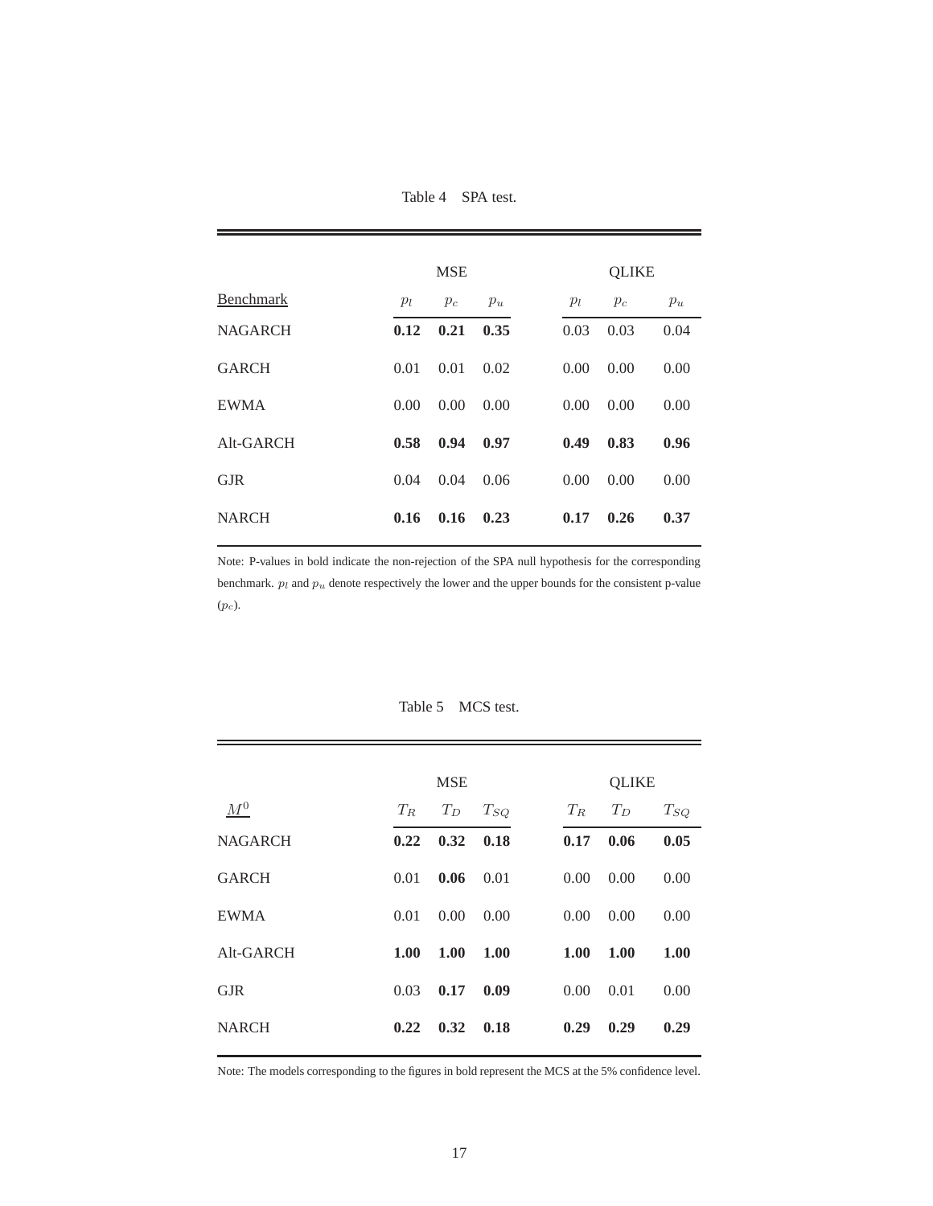Table 4 SPA test.

| | MSE | | | QLIKE | | |
|---|---|---|---|---|---|---|
| Benchmark | $p_l$ | $p_c$ | $p_u$ | $p_l$ | $p_c$ | $p_u$ |
| NAGARCH | **0.12** | **0.21** | **0.35** | 0.03 | 0.03 | 0.04 |
| GARCH | 0.01 | 0.01 | 0.02 | 0.00 | 0.00 | 0.00 |
| EWMA | 0.00 | 0.00 | 0.00 | 0.00 | 0.00 | 0.00 |
| Alt-GARCH | **0.58** | **0.94** | **0.97** | **0.49** | **0.83** | **0.96** |
| GJR | 0.04 | 0.04 | 0.06 | 0.00 | 0.00 | 0.00 |
| NARCH | **0.16** | **0.16** | **0.23** | **0.17** | **0.26** | **0.37** |

Note: P-values in bold indicate the non-rejection of the SPA null hypothesis for the corresponding benchmark. $p_l$ and $p_u$ denote respectively the lower and the upper bounds for the consistent p-value ($p_c$).

Table 5 MCS test.

| | MSE | | | QLIKE | | |
|---|---|---|---|---|---|---|
| $M^0$ | $T_R$ | $T_D$ | $T_{SQ}$ | $T_R$ | $T_D$ | $T_{SQ}$ |
| NAGARCH | **0.22** | **0.32** | **0.18** | **0.17** | **0.06** | **0.05** |
| GARCH | 0.01 | **0.06** | 0.01 | 0.00 | 0.00 | 0.00 |
| EWMA | 0.01 | 0.00 | 0.00 | 0.00 | 0.00 | 0.00 |
| Alt-GARCH | **1.00** | **1.00** | **1.00** | **1.00** | **1.00** | **1.00** |
| GJR | 0.03 | **0.17** | **0.09** | 0.00 | 0.01 | 0.00 |
| NARCH | **0.22** | **0.32** | **0.18** | **0.29** | **0.29** | **0.29** |

Note: The models corresponding to the figures in bold represent the MCS at the 5% confidence level.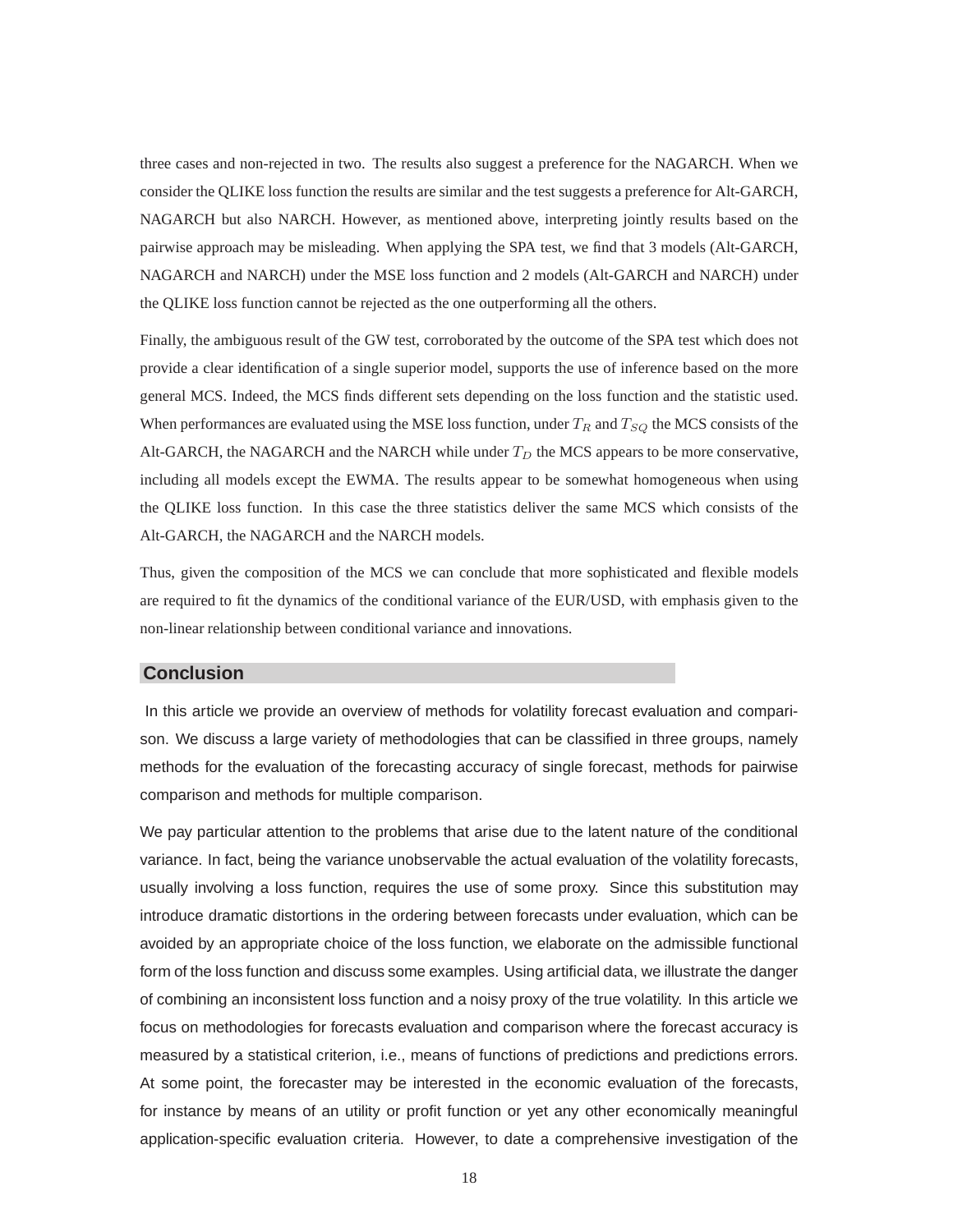three cases and non-rejected in two. The results also suggest a preference for the NAGARCH. When we consider the QLIKE loss function the results are similar and the test suggests a preference for Alt-GARCH, NAGARCH but also NARCH. However, as mentioned above, interpreting jointly results based on the pairwise approach may be misleading. When applying the SPA test, we find that 3 models (Alt-GARCH, NAGARCH and NARCH) under the MSE loss function and 2 models (Alt-GARCH and NARCH) under the QLIKE loss function cannot be rejected as the one outperforming all the others.

Finally, the ambiguous result of the GW test, corroborated by the outcome of the SPA test which does not provide a clear identification of a single superior model, supports the use of inference based on the more general MCS. Indeed, the MCS finds different sets depending on the loss function and the statistic used. When performances are evaluated using the MSE loss function, under $T_R$ and $T_{SQ}$ the MCS consists of the Alt-GARCH, the NAGARCH and the NARCH while under $T_D$ the MCS appears to be more conservative, including all models except the EWMA. The results appear to be somewhat homogeneous when using the QLIKE loss function. In this case the three statistics deliver the same MCS which consists of the Alt-GARCH, the NAGARCH and the NARCH models.

Thus, given the composition of the MCS we can conclude that more sophisticated and flexible models are required to fit the dynamics of the conditional variance of the EUR/USD, with emphasis given to the non-linear relationship between conditional variance and innovations.

## Conclusion

In this article we provide an overview of methods for volatility forecast evaluation and comparison. We discuss a large variety of methodologies that can be classified in three groups, namely methods for the evaluation of the forecasting accuracy of single forecast, methods for pairwise comparison and methods for multiple comparison.

We pay particular attention to the problems that arise due to the latent nature of the conditional variance. In fact, being the variance unobservable the actual evaluation of the volatility forecasts, usually involving a loss function, requires the use of some proxy. Since this substitution may introduce dramatic distortions in the ordering between forecasts under evaluation, which can be avoided by an appropriate choice of the loss function, we elaborate on the admissible functional form of the loss function and discuss some examples. Using artificial data, we illustrate the danger of combining an inconsistent loss function and a noisy proxy of the true volatility. In this article we focus on methodologies for forecasts evaluation and comparison where the forecast accuracy is measured by a statistical criterion, i.e., means of functions of predictions and predictions errors. At some point, the forecaster may be interested in the economic evaluation of the forecasts, for instance by means of an utility or profit function or yet any other economically meaningful application-specific evaluation criteria. However, to date a comprehensive investigation of the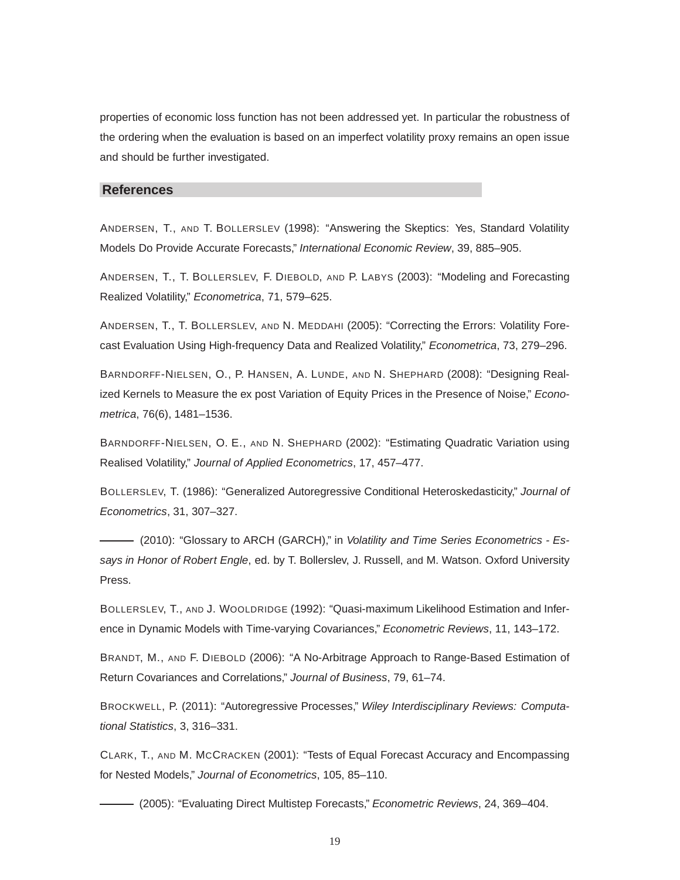properties of economic loss function has not been addressed yet. In particular the robustness of the ordering when the evaluation is based on an imperfect volatility proxy remains an open issue and should be further investigated.

## References

ANDERSEN, T., AND T. BOLLERSLEV (1998): "Answering the Skeptics: Yes, Standard Volatility Models Do Provide Accurate Forecasts," *International Economic Review*, 39, 885–905.

ANDERSEN, T., T. BOLLERSLEV, F. DIEBOLD, AND P. LABYS (2003): "Modeling and Forecasting Realized Volatility," *Econometrica*, 71, 579–625.

ANDERSEN, T., T. BOLLERSLEV, AND N. MEDDAHI (2005): "Correcting the Errors: Volatility Forecast Evaluation Using High-frequency Data and Realized Volatility," *Econometrica*, 73, 279–296.

BARNDORFF-NIELSEN, O., P. HANSEN, A. LUNDE, AND N. SHEPHARD (2008): "Designing Realized Kernels to Measure the ex post Variation of Equity Prices in the Presence of Noise," *Econometrica*, 76(6), 1481–1536.

BARNDORFF-NIELSEN, O. E., AND N. SHEPHARD (2002): "Estimating Quadratic Variation using Realised Volatility," *Journal of Applied Econometrics*, 17, 457–477.

BOLLERSLEV, T. (1986): "Generalized Autoregressive Conditional Heteroskedasticity," *Journal of Econometrics*, 31, 307–327.

——— (2010): "Glossary to ARCH (GARCH)," in *Volatility and Time Series Econometrics - Essays in Honor of Robert Engle*, ed. by T. Bollerslev, J. Russell, and M. Watson. Oxford University Press.

BOLLERSLEV, T., AND J. WOOLDRIDGE (1992): "Quasi-maximum Likelihood Estimation and Inference in Dynamic Models with Time-varying Covariances," *Econometric Reviews*, 11, 143–172.

BRANDT, M., AND F. DIEBOLD (2006): "A No-Arbitrage Approach to Range-Based Estimation of Return Covariances and Correlations," *Journal of Business*, 79, 61–74.

BROCKWELL, P. (2011): "Autoregressive Processes," *Wiley Interdisciplinary Reviews: Computational Statistics*, 3, 316–331.

CLARK, T., AND M. MCCRACKEN (2001): "Tests of Equal Forecast Accuracy and Encompassing for Nested Models," *Journal of Econometrics*, 105, 85–110.

——— (2005): "Evaluating Direct Multistep Forecasts," *Econometric Reviews*, 24, 369–404.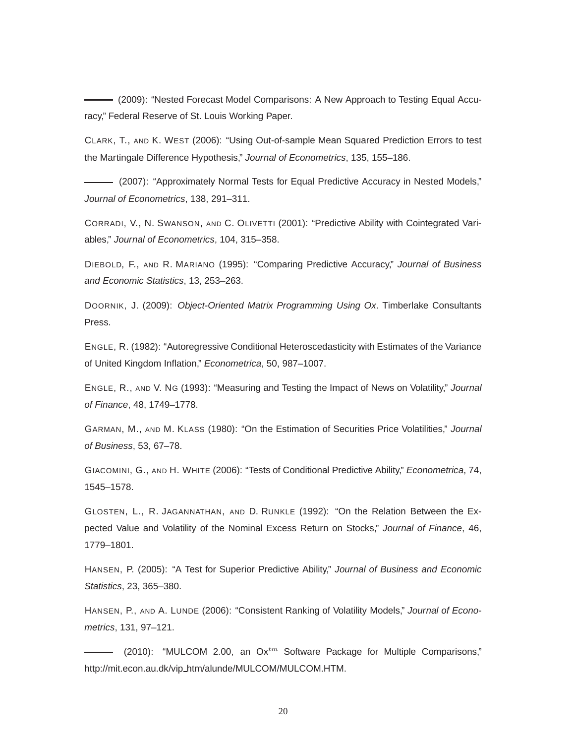——— (2009): "Nested Forecast Model Comparisons: A New Approach to Testing Equal Accuracy," Federal Reserve of St. Louis Working Paper.

CLARK, T., AND K. WEST (2006): "Using Out-of-sample Mean Squared Prediction Errors to test the Martingale Difference Hypothesis," *Journal of Econometrics*, 135, 155–186.

——— (2007): "Approximately Normal Tests for Equal Predictive Accuracy in Nested Models," *Journal of Econometrics*, 138, 291–311.

CORRADI, V., N. SWANSON, AND C. OLIVETTI (2001): "Predictive Ability with Cointegrated Variables," *Journal of Econometrics*, 104, 315–358.

DIEBOLD, F., AND R. MARIANO (1995): "Comparing Predictive Accuracy," *Journal of Business and Economic Statistics*, 13, 253–263.

DOORNIK, J. (2009): *Object-Oriented Matrix Programming Using Ox*. Timberlake Consultants Press.

ENGLE, R. (1982): "Autoregressive Conditional Heteroscedasticity with Estimates of the Variance of United Kingdom Inflation," *Econometrica*, 50, 987–1007.

ENGLE, R., AND V. NG (1993): "Measuring and Testing the Impact of News on Volatility," *Journal of Finance*, 48, 1749–1778.

GARMAN, M., AND M. KLASS (1980): "On the Estimation of Securities Price Volatilities," *Journal of Business*, 53, 67–78.

GIACOMINI, G., AND H. WHITE (2006): "Tests of Conditional Predictive Ability," *Econometrica*, 74, 1545–1578.

GLOSTEN, L., R. JAGANNATHAN, AND D. RUNKLE (1992): "On the Relation Between the Expected Value and Volatility of the Nominal Excess Return on Stocks," *Journal of Finance*, 46, 1779–1801.

HANSEN, P. (2005): "A Test for Superior Predictive Ability," *Journal of Business and Economic Statistics*, 23, 365–380.

HANSEN, P., AND A. LUNDE (2006): "Consistent Ranking of Volatility Models," *Journal of Econometrics*, 131, 97–121.

——— (2010): "MULCOM 2.00, an Ox$^{tm}$ Software Package for Multiple Comparisons," http://mit.econ.au.dk/vip_htm/alunde/MULCOM/MULCOM.HTM.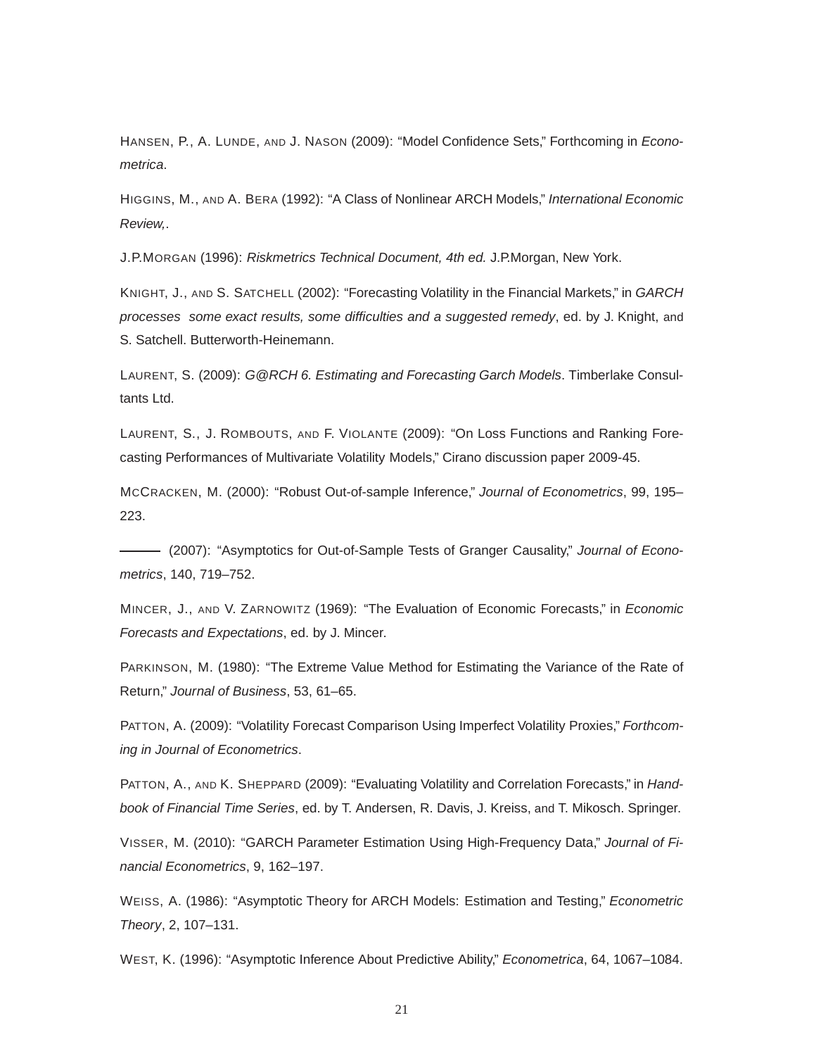HANSEN, P., A. LUNDE, AND J. NASON (2009): "Model Confidence Sets," Forthcoming in *Econometrica*.

HIGGINS, M., AND A. BERA (1992): "A Class of Nonlinear ARCH Models," *International Economic Review,*.

J.P.MORGAN (1996): *Riskmetrics Technical Document, 4th ed.* J.P.Morgan, New York.

KNIGHT, J., AND S. SATCHELL (2002): "Forecasting Volatility in the Financial Markets," in *GARCH processes some exact results, some difficulties and a suggested remedy*, ed. by J. Knight, and S. Satchell. Butterworth-Heinemann.

LAURENT, S. (2009): *G@RCH 6. Estimating and Forecasting Garch Models*. Timberlake Consultants Ltd.

LAURENT, S., J. ROMBOUTS, AND F. VIOLANTE (2009): "On Loss Functions and Ranking Forecasting Performances of Multivariate Volatility Models," Cirano discussion paper 2009-45.

MCCRACKEN, M. (2000): "Robust Out-of-sample Inference," *Journal of Econometrics*, 99, 195–223.

——— (2007): "Asymptotics for Out-of-Sample Tests of Granger Causality," *Journal of Econometrics*, 140, 719–752.

MINCER, J., AND V. ZARNOWITZ (1969): "The Evaluation of Economic Forecasts," in *Economic Forecasts and Expectations*, ed. by J. Mincer.

PARKINSON, M. (1980): "The Extreme Value Method for Estimating the Variance of the Rate of Return," *Journal of Business*, 53, 61–65.

PATTON, A. (2009): "Volatility Forecast Comparison Using Imperfect Volatility Proxies," *Forthcoming in Journal of Econometrics*.

PATTON, A., AND K. SHEPPARD (2009): "Evaluating Volatility and Correlation Forecasts," in *Handbook of Financial Time Series*, ed. by T. Andersen, R. Davis, J. Kreiss, and T. Mikosch. Springer.

VISSER, M. (2010): "GARCH Parameter Estimation Using High-Frequency Data," *Journal of Financial Econometrics*, 9, 162–197.

WEISS, A. (1986): "Asymptotic Theory for ARCH Models: Estimation and Testing," *Econometric Theory*, 2, 107–131.

WEST, K. (1996): "Asymptotic Inference About Predictive Ability," *Econometrica*, 64, 1067–1084.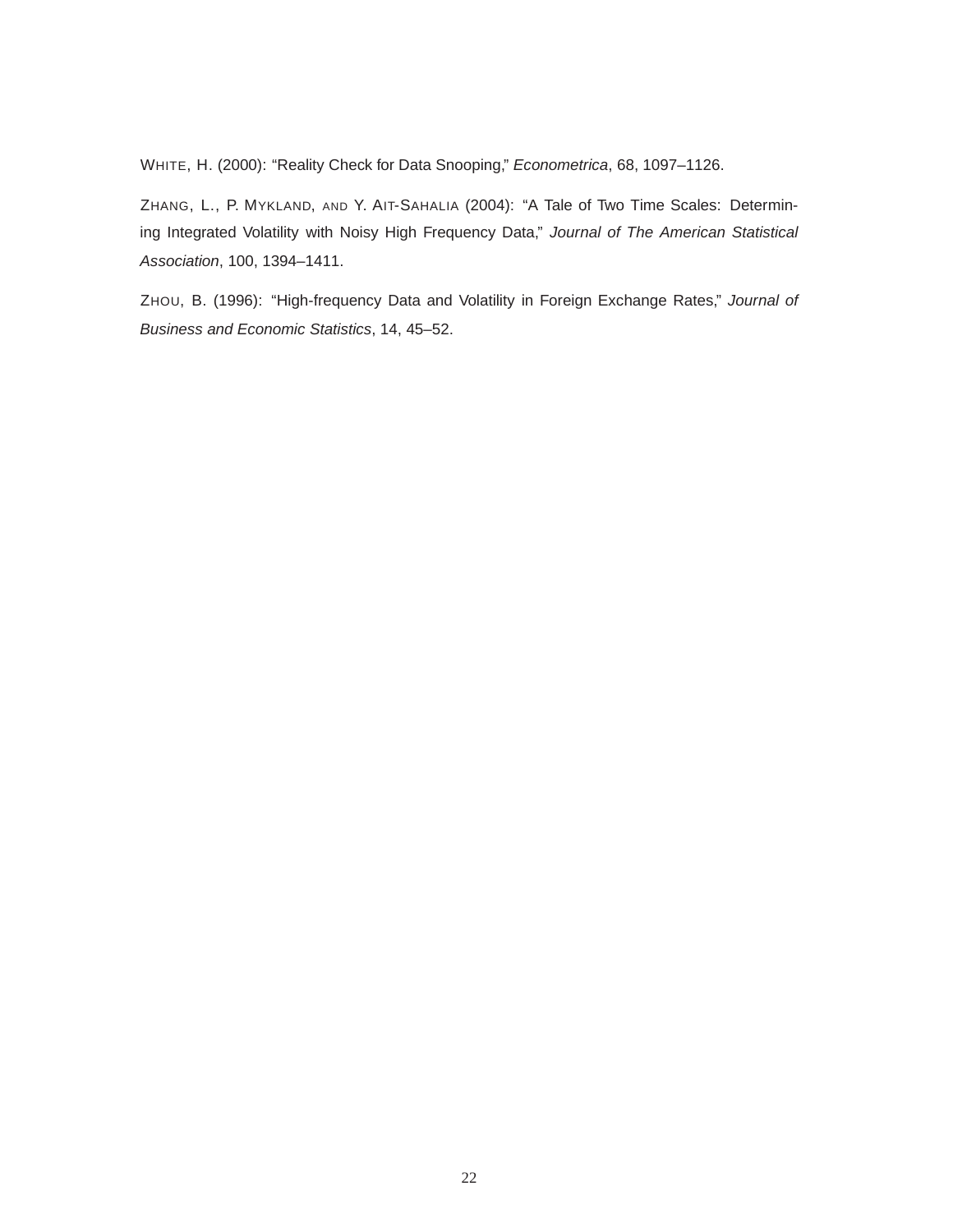WHITE, H. (2000): "Reality Check for Data Snooping," *Econometrica*, 68, 1097–1126.

ZHANG, L., P. MYKLAND, AND Y. AIT-SAHALIA (2004): "A Tale of Two Time Scales: Determining Integrated Volatility with Noisy High Frequency Data," *Journal of The American Statistical Association*, 100, 1394–1411.

ZHOU, B. (1996): "High-frequency Data and Volatility in Foreign Exchange Rates," *Journal of Business and Economic Statistics*, 14, 45–52.